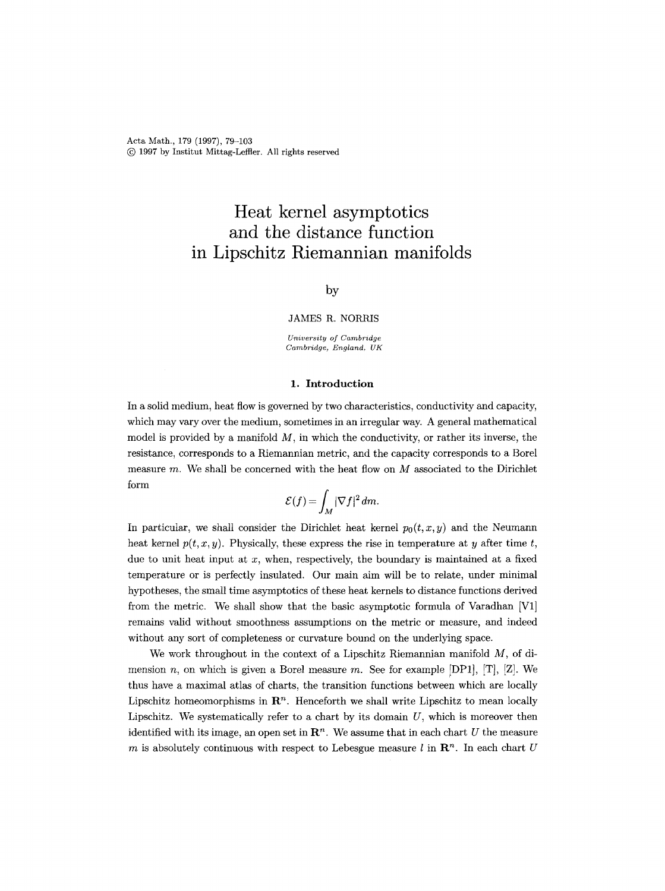# Heat kernel asymptotics and the distance function in Lipschitz Riemannian manifolds

by

JAMES R. NORRIS

*University of Cambridge*
*Cambridge, England, UK*

## 1. Introduction

In a solid medium, heat flow is governed by two characteristics, conductivity and capacity, which may vary over the medium, sometimes in an irregular way. A general mathematical model is provided by a manifold $M$, in which the conductivity, or rather its inverse, the resistance, corresponds to a Riemannian metric, and the capacity corresponds to a Borel measure $m$. We shall be concerned with the heat flow on $M$ associated to the Dirichlet form

$$\mathcal{E}(f) = \int_M |\nabla f|^2 \, dm.$$

In particular, we shall consider the Dirichlet heat kernel $p_0(t,x,y)$ and the Neumann heat kernel $p(t,x,y)$. Physically, these express the rise in temperature at $y$ after time $t$, due to unit heat input at $x$, when, respectively, the boundary is maintained at a fixed temperature or is perfectly insulated. Our main aim will be to relate, under minimal hypotheses, the small time asymptotics of these heat kernels to distance functions derived from the metric. We shall show that the basic asymptotic formula of Varadhan [V1] remains valid without smoothness assumptions on the metric or measure, and indeed without any sort of completeness or curvature bound on the underlying space.

We work throughout in the context of a Lipschitz Riemannian manifold $M$, of dimension $n$, on which is given a Borel measure $m$. See for example [DP1], [T], [Z]. We thus have a maximal atlas of charts, the transition functions between which are locally Lipschitz homeomorphisms in $\mathbf{R}^n$. Henceforth we shall write Lipschitz to mean locally Lipschitz. We systematically refer to a chart by its domain $U$, which is moreover then identified with its image, an open set in $\mathbf{R}^n$. We assume that in each chart $U$ the measure $m$ is absolutely continuous with respect to Lebesgue measure $l$ in $\mathbf{R}^n$. In each chart $U$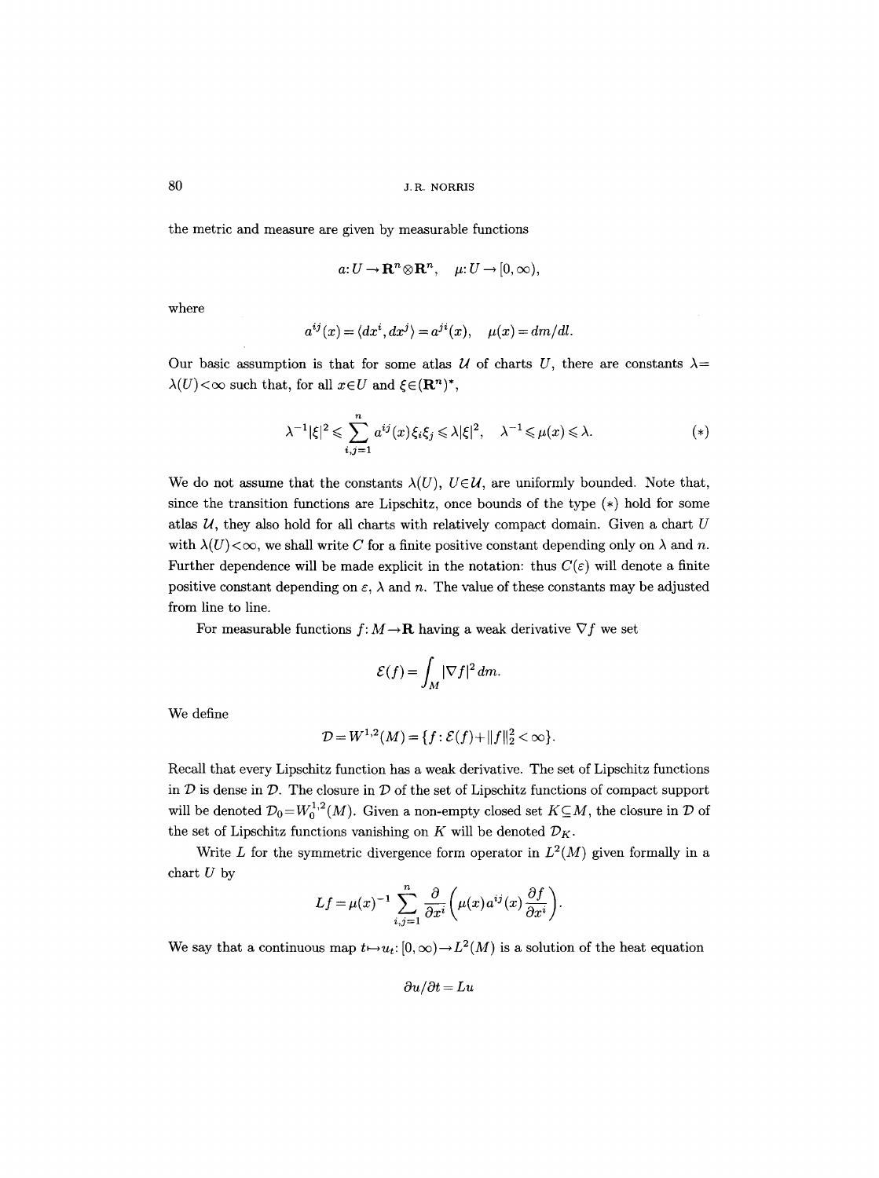the metric and measure are given by measurable functions

$$a: U \to \mathbf{R}^n \otimes \mathbf{R}^n, \quad \mu: U \to [0, \infty),$$

where

$$a^{ij}(x) = \langle dx^i, dx^j \rangle = a^{ji}(x), \quad \mu(x) = dm/dl.$$

Our basic assumption is that for some atlas $\mathcal{U}$ of charts $U$, there are constants $\lambda = \lambda(U) < \infty$ such that, for all $x \in U$ and $\xi \in (\mathbf{R}^n)^*$,

$$\lambda^{-1}|\xi|^2 \leqslant \sum_{i,j=1}^{n} a^{ij}(x)\xi_i\xi_j \leqslant \lambda|\xi|^2, \quad \lambda^{-1} \leqslant \mu(x) \leqslant \lambda. \tag{$*$}$$

We do not assume that the constants $\lambda(U)$, $U \in \mathcal{U}$, are uniformly bounded. Note that, since the transition functions are Lipschitz, once bounds of the type $(*)$ hold for some atlas $\mathcal{U}$, they also hold for all charts with relatively compact domain. Given a chart $U$ with $\lambda(U) < \infty$, we shall write $C$ for a finite positive constant depending only on $\lambda$ and $n$. Further dependence will be made explicit in the notation: thus $C(\varepsilon)$ will denote a finite positive constant depending on $\varepsilon$, $\lambda$ and $n$. The value of these constants may be adjusted from line to line.

For measurable functions $f: M \to \mathbf{R}$ having a weak derivative $\nabla f$ we set

$$\mathcal{E}(f) = \int_M |\nabla f|^2 \, dm.$$

We define

$$\mathcal{D} = W^{1,2}(M) = \{f : \mathcal{E}(f) + \|f\|_2^2 < \infty\}.$$

Recall that every Lipschitz function has a weak derivative. The set of Lipschitz functions in $\mathcal{D}$ is dense in $\mathcal{D}$. The closure in $\mathcal{D}$ of the set of Lipschitz functions of compact support will be denoted $\mathcal{D}_0 = W_0^{1,2}(M)$. Given a non-empty closed set $K \subseteq M$, the closure in $\mathcal{D}$ of the set of Lipschitz functions vanishing on $K$ will be denoted $\mathcal{D}_K$.

Write $L$ for the symmetric divergence form operator in $L^2(M)$ given formally in a chart $U$ by

$$Lf = \mu(x)^{-1} \sum_{i,j=1}^{n} \frac{\partial}{\partial x^i}\left(\mu(x) a^{ij}(x) \frac{\partial f}{\partial x^i}\right).$$

We say that a continuous map $t \mapsto u_t: [0, \infty) \to L^2(M)$ is a solution of the heat equation

$$\partial u / \partial t = Lu$$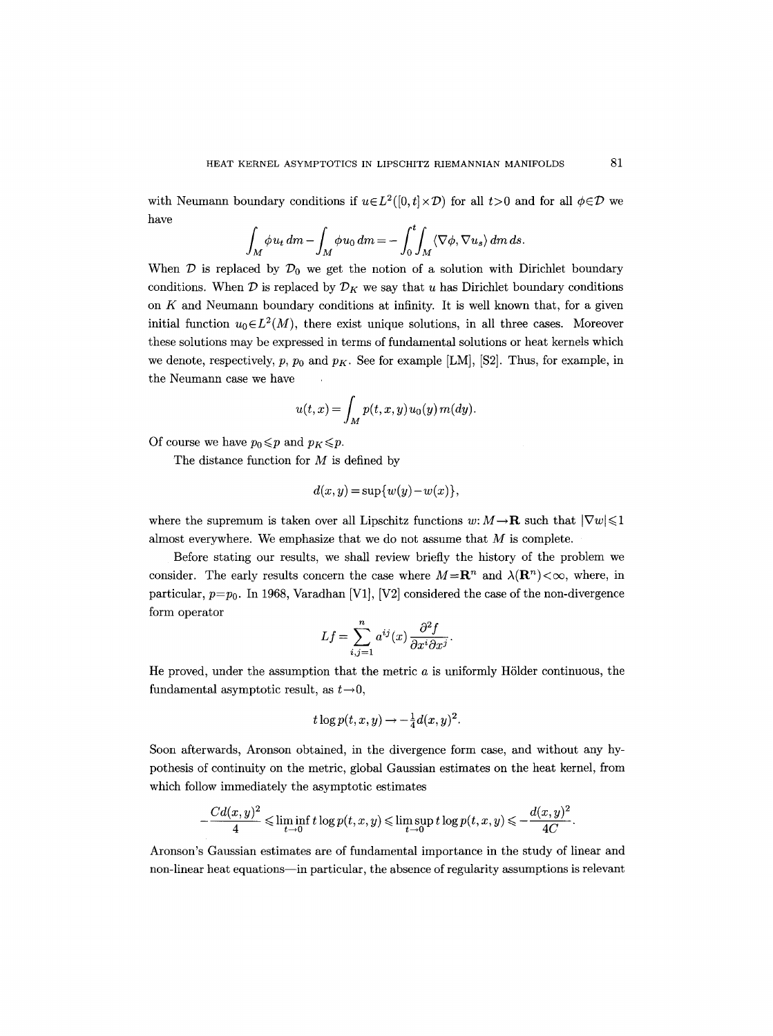with Neumann boundary conditions if $u \in L^2([0,t] \times \mathcal{D})$ for all $t > 0$ and for all $\phi \in \mathcal{D}$ we have

$$\int_M \phi u_t \, dm - \int_M \phi u_0 \, dm = -\int_0^t \int_M \langle \nabla \phi, \nabla u_s \rangle \, dm \, ds.$$

When $\mathcal{D}$ is replaced by $\mathcal{D}_0$ we get the notion of a solution with Dirichlet boundary conditions. When $\mathcal{D}$ is replaced by $\mathcal{D}_K$ we say that $u$ has Dirichlet boundary conditions on $K$ and Neumann boundary conditions at infinity. It is well known that, for a given initial function $u_0 \in L^2(M)$, there exist unique solutions, in all three cases. Moreover these solutions may be expressed in terms of fundamental solutions or heat kernels which we denote, respectively, $p$, $p_0$ and $p_K$. See for example [LM], [S2]. Thus, for example, in the Neumann case we have

$$u(t,x) = \int_M p(t,x,y) u_0(y) \, m(dy).$$

Of course we have $p_0 \leqslant p$ and $p_K \leqslant p$.

The distance function for $M$ is defined by

$$d(x,y) = \sup\{w(y) - w(x)\},$$

where the supremum is taken over all Lipschitz functions $w: M \to \mathbf{R}$ such that $|\nabla w| \leqslant 1$ almost everywhere. We emphasize that we do not assume that $M$ is complete.

Before stating our results, we shall review briefly the history of the problem we consider. The early results concern the case where $M = \mathbf{R}^n$ and $\lambda(\mathbf{R}^n) < \infty$, where, in particular, $p = p_0$. In 1968, Varadhan [V1], [V2] considered the case of the non-divergence form operator

$$Lf = \sum_{i,j=1}^n a^{ij}(x) \frac{\partial^2 f}{\partial x^i \partial x^j}.$$

He proved, under the assumption that the metric $a$ is uniformly Hölder continuous, the fundamental asymptotic result, as $t \to 0$,

$$t \log p(t,x,y) \to -\tfrac{1}{4} d(x,y)^2.$$

Soon afterwards, Aronson obtained, in the divergence form case, and without any hypothesis of continuity on the metric, global Gaussian estimates on the heat kernel, from which follow immediately the asymptotic estimates

$$-\frac{Cd(x,y)^2}{4} \leqslant \liminf_{t \to 0} t \log p(t,x,y) \leqslant \limsup_{t \to 0} t \log p(t,x,y) \leqslant -\frac{d(x,y)^2}{4C}.$$

Aronson's Gaussian estimates are of fundamental importance in the study of linear and non-linear heat equations—in particular, the absence of regularity assumptions is relevant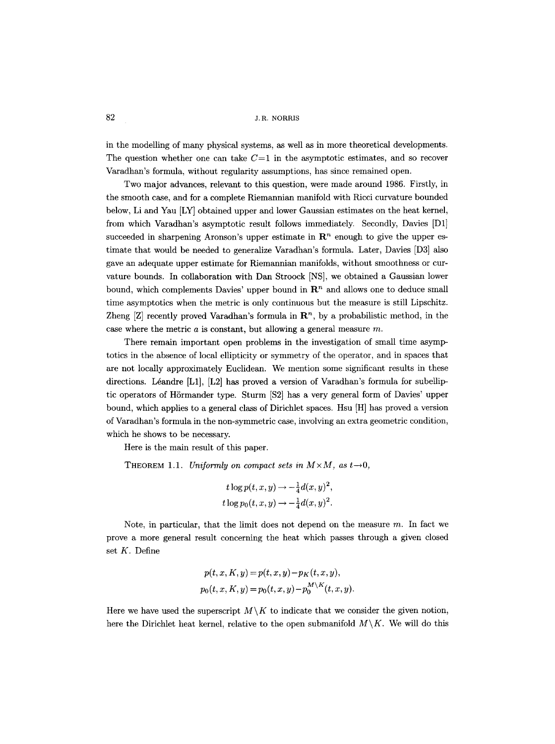in the modelling of many physical systems, as well as in more theoretical developments. The question whether one can take $C=1$ in the asymptotic estimates, and so recover Varadhan's formula, without regularity assumptions, has since remained open.

Two major advances, relevant to this question, were made around 1986. Firstly, in the smooth case, and for a complete Riemannian manifold with Ricci curvature bounded below, Li and Yau [LY] obtained upper and lower Gaussian estimates on the heat kernel, from which Varadhan's asymptotic result follows immediately. Secondly, Davies [D1] succeeded in sharpening Aronson's upper estimate in $\mathbf{R}^n$ enough to give the upper estimate that would be needed to generalize Varadhan's formula. Later, Davies [D3] also gave an adequate upper estimate for Riemannian manifolds, without smoothness or curvature bounds. In collaboration with Dan Stroock [NS], we obtained a Gaussian lower bound, which complements Davies' upper bound in $\mathbf{R}^n$ and allows one to deduce small time asymptotics when the metric is only continuous but the measure is still Lipschitz. Zheng [Z] recently proved Varadhan's formula in $\mathbf{R}^n$, by a probabilistic method, in the case where the metric $a$ is constant, but allowing a general measure $m$.

There remain important open problems in the investigation of small time asymptotics in the absence of local ellipticity or symmetry of the operator, and in spaces that are not locally approximately Euclidean. We mention some significant results in these directions. Léandre [L1], [L2] has proved a version of Varadhan's formula for subelliptic operators of Hörmander type. Sturm [S2] has a very general form of Davies' upper bound, which applies to a general class of Dirichlet spaces. Hsu [H] has proved a version of Varadhan's formula in the non-symmetric case, involving an extra geometric condition, which he shows to be necessary.

Here is the main result of this paper.

**Theorem 1.1.** *Uniformly on compact sets in $M\times M$, as $t\to 0$,*

$$t\log p(t,x,y)\to -\tfrac{1}{4}d(x,y)^2,$$
$$t\log p_0(t,x,y)\to -\tfrac{1}{4}d(x,y)^2.$$

Note, in particular, that the limit does not depend on the measure $m$. In fact we prove a more general result concerning the heat which passes through a given closed set $K$. Define

$$p(t,x,K,y)=p(t,x,y)-p_K(t,x,y),$$
$$p_0(t,x,K,y)=p_0(t,x,y)-p_0^{M\setminus K}(t,x,y).$$

Here we have used the superscript $M\setminus K$ to indicate that we consider the given notion, here the Dirichlet heat kernel, relative to the open submanifold $M\setminus K$. We will do this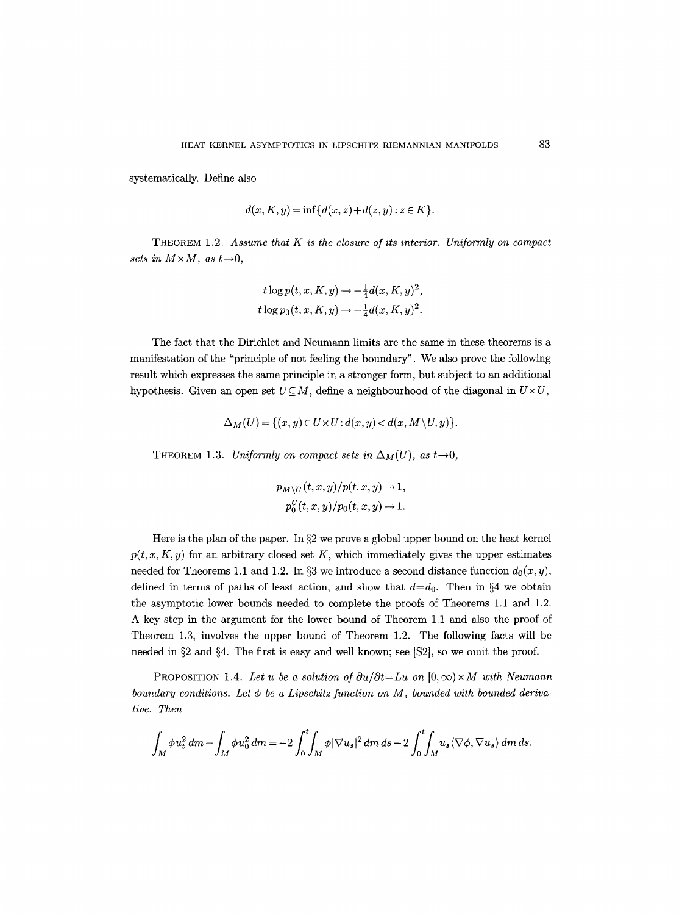systematically. Define also

$$d(x,K,y)=\inf\{d(x,z)+d(z,y):z\in K\}.$$

THEOREM 1.2. *Assume that $K$ is the closure of its interior. Uniformly on compact sets in $M\times M$, as $t\to 0$,*

$$t\log p(t,x,K,y)\to -\tfrac{1}{4}d(x,K,y)^2,$$
$$t\log p_0(t,x,K,y)\to -\tfrac{1}{4}d(x,K,y)^2.$$

The fact that the Dirichlet and Neumann limits are the same in these theorems is a manifestation of the "principle of not feeling the boundary". We also prove the following result which expresses the same principle in a stronger form, but subject to an additional hypothesis. Given an open set $U\subseteq M$, define a neighbourhood of the diagonal in $U\times U$,

$$\Delta_M(U)=\{(x,y)\in U\times U: d(x,y)<d(x,M\setminus U,y)\}.$$

THEOREM 1.3. *Uniformly on compact sets in $\Delta_M(U)$, as $t\to 0$,*

$$p_{M\setminus U}(t,x,y)/p(t,x,y)\to 1,$$
$$p_0^U(t,x,y)/p_0(t,x,y)\to 1.$$

Here is the plan of the paper. In §2 we prove a global upper bound on the heat kernel $p(t,x,K,y)$ for an arbitrary closed set $K$, which immediately gives the upper estimates needed for Theorems 1.1 and 1.2. In §3 we introduce a second distance function $d_0(x,y)$, defined in terms of paths of least action, and show that $d=d_0$. Then in §4 we obtain the asymptotic lower bounds needed to complete the proofs of Theorems 1.1 and 1.2. A key step in the argument for the lower bound of Theorem 1.1 and also the proof of Theorem 1.3, involves the upper bound of Theorem 1.2. The following facts will be needed in §2 and §4. The first is easy and well known; see [S2], so we omit the proof.

PROPOSITION 1.4. *Let $u$ be a solution of $\partial u/\partial t=Lu$ on $[0,\infty)\times M$ with Neumann boundary conditions. Let $\phi$ be a Lipschitz function on $M$, bounded with bounded derivative. Then*

$$\int_M \phi u_t^2\,dm-\int_M \phi u_0^2\,dm=-2\int_0^t\int_M \phi|\nabla u_s|^2\,dm\,ds-2\int_0^t\int_M u_s\langle\nabla\phi,\nabla u_s\rangle\,dm\,ds.$$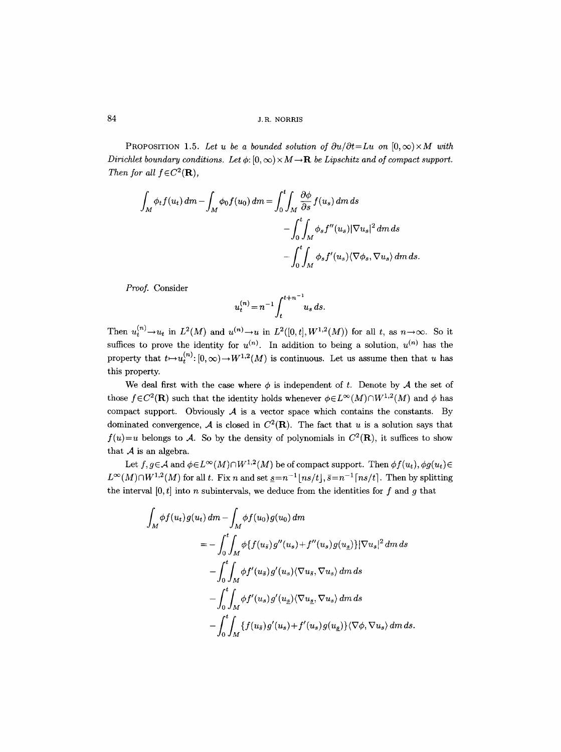**Proposition 1.5.** *Let $u$ be a bounded solution of $\partial u/\partial t = Lu$ on $[0,\infty)\times M$ with Dirichlet boundary conditions. Let $\phi\colon [0,\infty)\times M \to \mathbf{R}$ be Lipschitz and of compact support. Then for all $f\in C^2(\mathbf{R})$,*

$$\int_M \phi_t f(u_t)\,dm - \int_M \phi_0 f(u_0)\,dm = \int_0^t\!\!\int_M \frac{\partial\phi}{\partial s} f(u_s)\,dm\,ds - \int_0^t\!\!\int_M \phi_s f''(u_s)|\nabla u_s|^2\,dm\,ds - \int_0^t\!\!\int_M \phi_s f'(u_s)\langle\nabla\phi_s,\nabla u_s\rangle\,dm\,ds.$$

*Proof.* Consider

$$u_t^{(n)} = n^{-1}\int_t^{t+n^{-1}} u_s\,ds.$$

Then $u_t^{(n)}\to u_t$ in $L^2(M)$ and $u^{(n)}\to u$ in $L^2([0,t],W^{1,2}(M))$ for all $t$, as $n\to\infty$. So it suffices to prove the identity for $u^{(n)}$. In addition to being a solution, $u^{(n)}$ has the property that $t\mapsto u_t^{(n)}\colon [0,\infty)\to W^{1,2}(M)$ is continuous. Let us assume then that $u$ has this property.

We deal first with the case where $\phi$ is independent of $t$. Denote by $\mathcal{A}$ the set of those $f\in C^2(\mathbf{R})$ such that the identity holds whenever $\phi\in L^\infty(M)\cap W^{1,2}(M)$ and $\phi$ has compact support. Obviously $\mathcal{A}$ is a vector space which contains the constants. By dominated convergence, $\mathcal{A}$ is closed in $C^2(\mathbf{R})$. The fact that $u$ is a solution says that $f(u)=u$ belongs to $\mathcal{A}$. So by the density of polynomials in $C^2(\mathbf{R})$, it suffices to show that $\mathcal{A}$ is an algebra.

Let $f,g\in\mathcal{A}$ and $\phi\in L^\infty(M)\cap W^{1,2}(M)$ be of compact support. Then $\phi f(u_t), \phi g(u_t)\in L^\infty(M)\cap W^{1,2}(M)$ for all $t$. Fix $n$ and set $\underline{s}=n^{-1}\lfloor ns/t\rfloor$, $\bar{s}=n^{-1}\lceil ns/t\rceil$. Then by splitting the interval $[0,t]$ into $n$ subintervals, we deduce from the identities for $f$ and $g$ that

$$\begin{aligned}
\int_M \phi f(u_t)g(u_t)\,dm - \int_M \phi f(u_0)g(u_0)\,dm
&= -\int_0^t\!\!\int_M \phi\{f(u_{\bar{s}})g''(u_s)+f''(u_s)g(u_{\underline{s}})\}|\nabla u_s|^2\,dm\,ds \\
&\quad -\int_0^t\!\!\int_M \phi f'(u_{\bar{s}})g'(u_s)\langle\nabla u_{\bar{s}},\nabla u_s\rangle\,dm\,ds \\
&\quad -\int_0^t\!\!\int_M \phi f'(u_s)g'(u_{\underline{s}})\langle\nabla u_{\underline{s}},\nabla u_s\rangle\,dm\,ds \\
&\quad -\int_0^t\!\!\int_M \{f(u_{\bar{s}})g'(u_s)+f'(u_s)g(u_{\underline{s}})\}\langle\nabla\phi,\nabla u_s\rangle\,dm\,ds.
\end{aligned}$$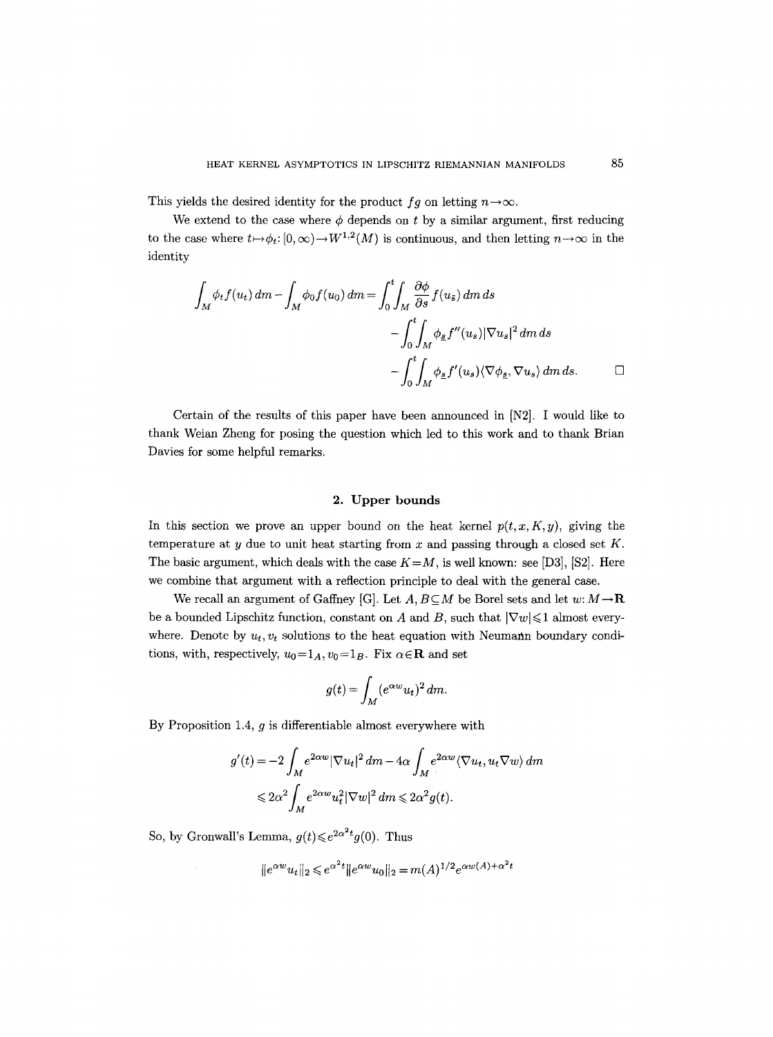This yields the desired identity for the product $fg$ on letting $n\to\infty$.

We extend to the case where $\phi$ depends on $t$ by a similar argument, first reducing to the case where $t\mapsto\phi_t\colon [0,\infty)\to W^{1,2}(M)$ is continuous, and then letting $n\to\infty$ in the identity

$$
\begin{aligned}
\int_M \phi_t f(u_t)\,dm - \int_M \phi_0 f(u_0)\,dm = &\int_0^t\int_M \frac{\partial\phi}{\partial s} f(u_{\bar{s}})\,dm\,ds \\
&-\int_0^t\int_M \phi_{\underline{s}} f''(u_s)|\nabla u_s|^2\,dm\,ds \\
&-\int_0^t\int_M \phi_{\underline{s}} f'(u_s)\langle\nabla\phi_{\underline{s}},\nabla u_s\rangle\,dm\,ds. \qquad \square
\end{aligned}
$$

Certain of the results of this paper have been announced in [N2]. I would like to thank Weian Zheng for posing the question which led to this work and to thank Brian Davies for some helpful remarks.

## 2. Upper bounds

In this section we prove an upper bound on the heat kernel $p(t,x,K,y)$, giving the temperature at $y$ due to unit heat starting from $x$ and passing through a closed set $K$. The basic argument, which deals with the case $K=M$, is well known: see [D3], [S2]. Here we combine that argument with a reflection principle to deal with the general case.

We recall an argument of Gaffney [G]. Let $A,B\subseteq M$ be Borel sets and let $w\colon M\to\mathbf{R}$ be a bounded Lipschitz function, constant on $A$ and $B$, such that $|\nabla w|\leqslant 1$ almost everywhere. Denote by $u_t, v_t$ solutions to the heat equation with Neumann boundary conditions, with, respectively, $u_0=1_A, v_0=1_B$. Fix $\alpha\in\mathbf{R}$ and set

$$
g(t)=\int_M (e^{\alpha w}u_t)^2\,dm.
$$

By Proposition 1.4, $g$ is differentiable almost everywhere with

$$
\begin{aligned}
g'(t) &= -2\int_M e^{2\alpha w}|\nabla u_t|^2\,dm - 4\alpha\int_M e^{2\alpha w}\langle\nabla u_t, u_t\nabla w\rangle\,dm \\
&\leqslant 2\alpha^2\int_M e^{2\alpha w}u_t^2|\nabla w|^2\,dm \leqslant 2\alpha^2 g(t).
\end{aligned}
$$

So, by Gronwall's Lemma, $g(t)\leqslant e^{2\alpha^2 t}g(0)$. Thus

$$
\|e^{\alpha w}u_t\|_2\leqslant e^{\alpha^2 t}\|e^{\alpha w}u_0\|_2 = m(A)^{1/2}e^{\alpha w(A)+\alpha^2 t}
$$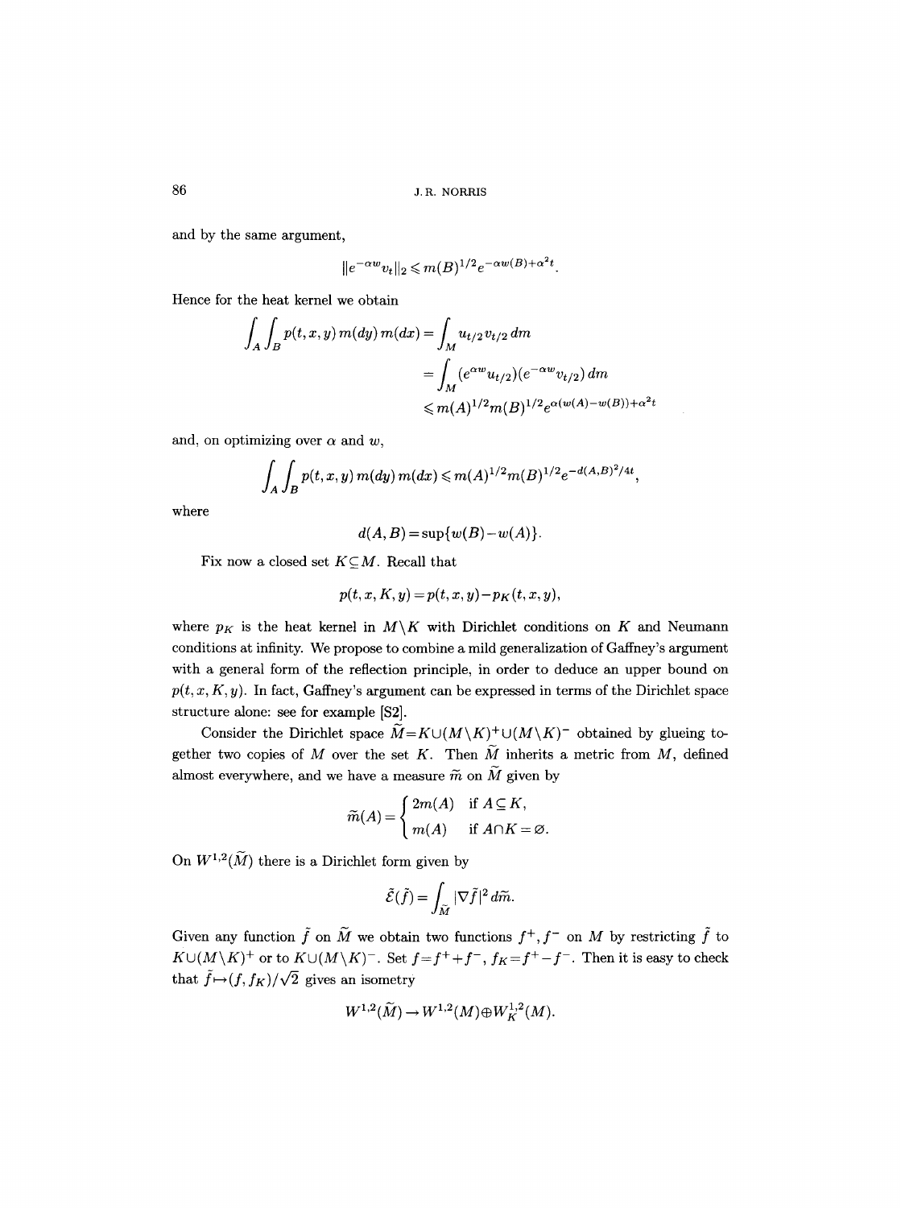and by the same argument,

$$\|e^{-\alpha w}v_t\|_2 \leqslant m(B)^{1/2}e^{-\alpha w(B)+\alpha^2 t}.$$

Hence for the heat kernel we obtain

$$\begin{aligned}
\int_A \int_B p(t,x,y)\, m(dy)\, m(dx) &= \int_M u_{t/2} v_{t/2}\, dm \\
&= \int_M (e^{\alpha w} u_{t/2})(e^{-\alpha w} v_{t/2})\, dm \\
&\leqslant m(A)^{1/2} m(B)^{1/2} e^{\alpha(w(A)-w(B))+\alpha^2 t}
\end{aligned}$$

and, on optimizing over $\alpha$ and $w$,

$$\int_A \int_B p(t,x,y)\, m(dy)\, m(dx) \leqslant m(A)^{1/2} m(B)^{1/2} e^{-d(A,B)^2/4t},$$

where

$$d(A,B) = \sup\{w(B)-w(A)\}.$$

Fix now a closed set $K \subseteq M$. Recall that

$$p(t,x,K,y) = p(t,x,y) - p_K(t,x,y),$$

where $p_K$ is the heat kernel in $M \backslash K$ with Dirichlet conditions on $K$ and Neumann conditions at infinity. We propose to combine a mild generalization of Gaffney's argument with a general form of the reflection principle, in order to deduce an upper bound on $p(t,x,K,y)$. In fact, Gaffney's argument can be expressed in terms of the Dirichlet space structure alone: see for example [S2].

Consider the Dirichlet space $\widetilde{M} = K \cup (M \backslash K)^+ \cup (M \backslash K)^-$ obtained by glueing together two copies of $M$ over the set $K$. Then $\widetilde{M}$ inherits a metric from $M$, defined almost everywhere, and we have a measure $\widetilde{m}$ on $\widetilde{M}$ given by

$$\widetilde{m}(A) = \begin{cases} 2m(A) & \text{if } A \subseteq K, \\ m(A) & \text{if } A \cap K = \varnothing. \end{cases}$$

On $W^{1,2}(\widetilde{M})$ there is a Dirichlet form given by

$$\tilde{\mathcal{E}}(\tilde{f}) = \int_{\widetilde{M}} |\nabla \tilde{f}|^2\, d\widetilde{m}.$$

Given any function $\tilde{f}$ on $\widetilde{M}$ we obtain two functions $f^+, f^-$ on $M$ by restricting $\tilde{f}$ to $K \cup (M \backslash K)^+$ or to $K \cup (M \backslash K)^-$. Set $f = f^+ + f^-$, $f_K = f^+ - f^-$. Then it is easy to check that $\tilde{f} \mapsto (f, f_K)/\sqrt{2}$ gives an isometry

$$W^{1,2}(\widetilde{M}) \to W^{1,2}(M) \oplus W^{1,2}_K(M).$$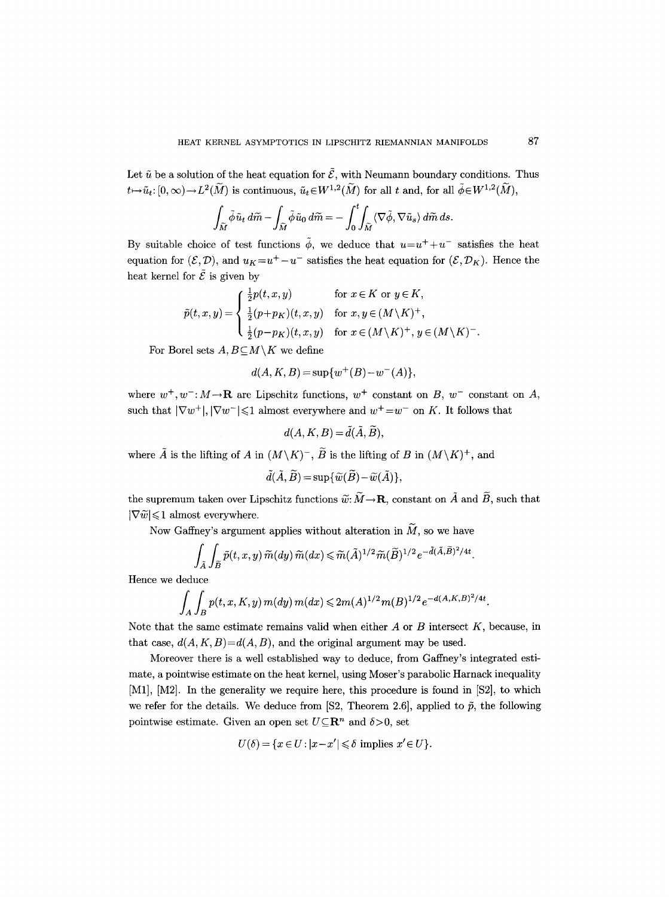Let $\tilde{u}$ be a solution of the heat equation for $\tilde{\mathcal{E}}$, with Neumann boundary conditions. Thus $t\mapsto\tilde{u}_t\colon[0,\infty)\to L^2(\widetilde{M})$ is continuous, $\tilde{u}_t\in W^{1,2}(\widetilde{M})$ for all $t$ and, for all $\tilde{\phi}\in W^{1,2}(\widetilde{M})$,

$$\int_{\widetilde{M}}\tilde{\phi}\tilde{u}_t\,d\tilde{m}-\int_{\widetilde{M}}\tilde{\phi}\tilde{u}_0\,d\tilde{m}=-\int_0^t\int_{\widetilde{M}}\langle\nabla\tilde{\phi},\nabla\tilde{u}_s\rangle\,d\tilde{m}\,ds.$$

By suitable choice of test functions $\tilde{\phi}$, we deduce that $u=u^++u^-$ satisfies the heat equation for $(\mathcal{E},\mathcal{D})$, and $u_K=u^+-u^-$ satisfies the heat equation for $(\mathcal{E},\mathcal{D}_K)$. Hence the heat kernel for $\tilde{\mathcal{E}}$ is given by

$$\tilde{p}(t,x,y)=\begin{cases}\tfrac{1}{2}p(t,x,y) & \text{for } x\in K \text{ or } y\in K,\\ \tfrac{1}{2}(p+p_K)(t,x,y) & \text{for } x,y\in(M\setminus K)^+,\\ \tfrac{1}{2}(p-p_K)(t,x,y) & \text{for } x\in(M\setminus K)^+,\, y\in(M\setminus K)^-.\end{cases}$$

For Borel sets $A,B\subseteq M\setminus K$ we define

$$d(A,K,B)=\sup\{w^+(B)-w^-(A)\},$$

where $w^+,w^-\colon M\to\mathbf{R}$ are Lipschitz functions, $w^+$ constant on $B$, $w^-$ constant on $A$, such that $|\nabla w^+|,|\nabla w^-|\leqslant 1$ almost everywhere and $w^+=w^-$ on $K$. It follows that

$$d(A,K,B)=\tilde{d}(\tilde{A},\widetilde{B}),$$

where $\tilde{A}$ is the lifting of $A$ in $(M\setminus K)^-$, $\widetilde{B}$ is the lifting of $B$ in $(M\setminus K)^+$, and

$$\tilde{d}(\tilde{A},\widetilde{B})=\sup\{\tilde{w}(\widetilde{B})-\tilde{w}(\tilde{A})\},$$

the supremum taken over Lipschitz functions $\tilde{w}\colon\widetilde{M}\to\mathbf{R}$, constant on $\tilde{A}$ and $\widetilde{B}$, such that $|\nabla\tilde{w}|\leqslant 1$ almost everywhere.

Now Gaffney's argument applies without alteration in $\widetilde{M}$, so we have

$$\int_{\tilde{A}}\int_{\widetilde{B}}\tilde{p}(t,x,y)\,\tilde{m}(dy)\,\tilde{m}(dx)\leqslant\tilde{m}(\tilde{A})^{1/2}\tilde{m}(\widetilde{B})^{1/2}e^{-\tilde{d}(\tilde{A},\widetilde{B})^2/4t}.$$

Hence we deduce

$$\int_A\int_B p(t,x,K,y)\,m(dy)\,m(dx)\leqslant 2m(A)^{1/2}m(B)^{1/2}e^{-d(A,K,B)^2/4t}.$$

Note that the same estimate remains valid when either $A$ or $B$ intersect $K$, because, in that case, $d(A,K,B)=d(A,B)$, and the original argument may be used.

Moreover there is a well established way to deduce, from Gaffney's integrated estimate, a pointwise estimate on the heat kernel, using Moser's parabolic Harnack inequality [M1], [M2]. In the generality we require here, this procedure is found in [S2], to which we refer for the details. We deduce from [S2, Theorem 2.6], applied to $\tilde{p}$, the following pointwise estimate. Given an open set $U\subseteq\mathbf{R}^n$ and $\delta>0$, set

$$U(\delta)=\{x\in U:|x-x'|\leqslant\delta \text{ implies } x'\in U\}.$$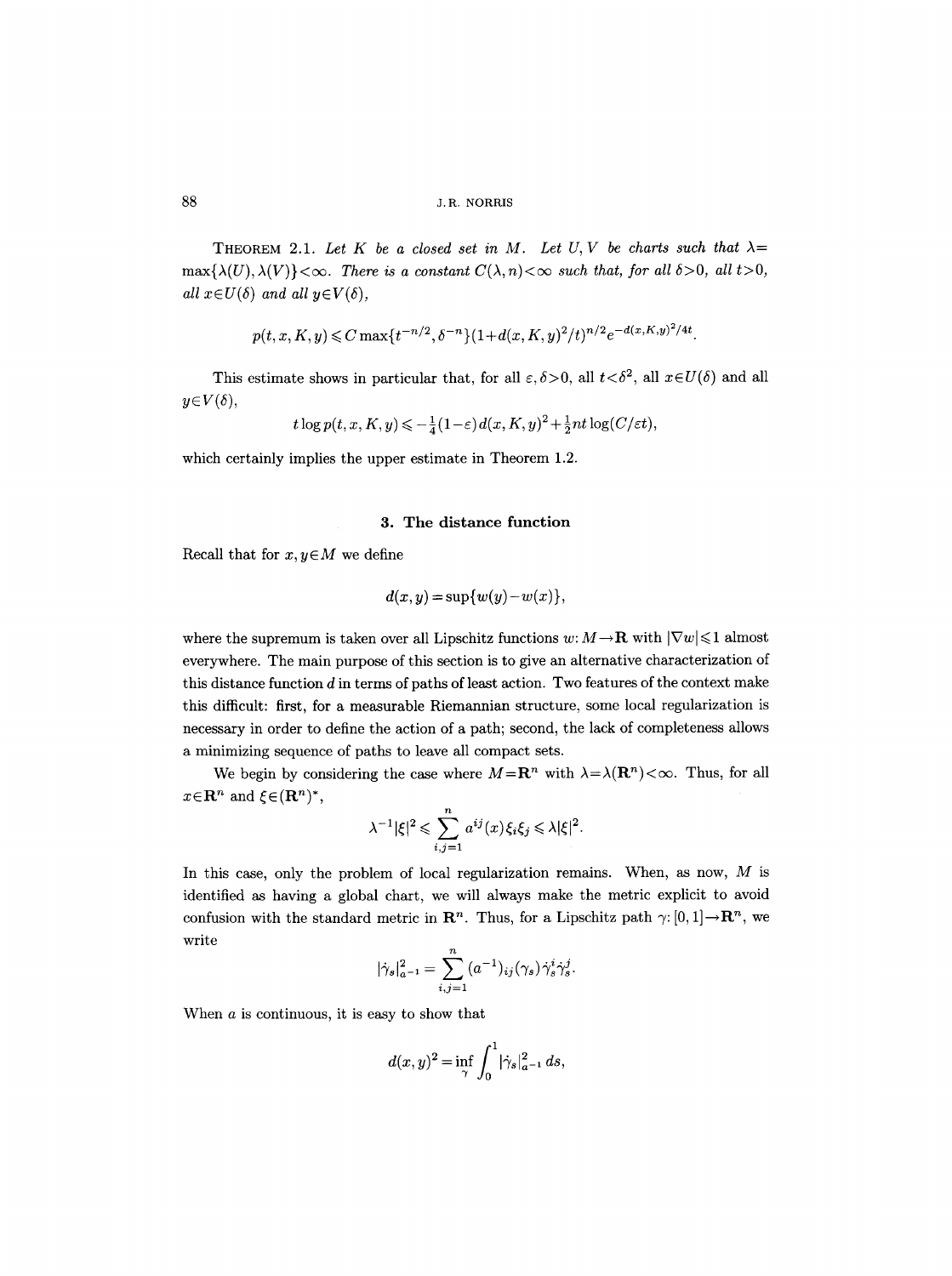**Theorem 2.1.** *Let $K$ be a closed set in $M$. Let $U, V$ be charts such that $\lambda = \max\{\lambda(U), \lambda(V)\} < \infty$. There is a constant $C(\lambda, n) < \infty$ such that, for all $\delta > 0$, all $t > 0$, all $x \in U(\delta)$ and all $y \in V(\delta)$,*

$$p(t, x, K, y) \leqslant C \max\{t^{-n/2}, \delta^{-n}\}(1 + d(x, K, y)^2/t)^{n/2} e^{-d(x,K,y)^2/4t}.$$

This estimate shows in particular that, for all $\varepsilon, \delta > 0$, all $t < \delta^2$, all $x \in U(\delta)$ and all $y \in V(\delta)$,

$$t \log p(t, x, K, y) \leqslant -\tfrac{1}{4}(1-\varepsilon)\, d(x, K, y)^2 + \tfrac{1}{2} nt \log(C/\varepsilon t),$$

which certainly implies the upper estimate in Theorem 1.2.

## 3. The distance function

Recall that for $x, y \in M$ we define

$$d(x, y) = \sup\{w(y) - w(x)\},$$

where the supremum is taken over all Lipschitz functions $w: M \to \mathbf{R}$ with $|\nabla w| \leqslant 1$ almost everywhere. The main purpose of this section is to give an alternative characterization of this distance function $d$ in terms of paths of least action. Two features of the context make this difficult: first, for a measurable Riemannian structure, some local regularization is necessary in order to define the action of a path; second, the lack of completeness allows a minimizing sequence of paths to leave all compact sets.

We begin by considering the case where $M = \mathbf{R}^n$ with $\lambda = \lambda(\mathbf{R}^n) < \infty$. Thus, for all $x \in \mathbf{R}^n$ and $\xi \in (\mathbf{R}^n)^*$,

$$\lambda^{-1} |\xi|^2 \leqslant \sum_{i,j=1}^{n} a^{ij}(x) \xi_i \xi_j \leqslant \lambda |\xi|^2.$$

In this case, only the problem of local regularization remains. When, as now, $M$ is identified as having a global chart, we will always make the metric explicit to avoid confusion with the standard metric in $\mathbf{R}^n$. Thus, for a Lipschitz path $\gamma: [0,1] \to \mathbf{R}^n$, we write

$$|\dot\gamma_s|^2_{a^{-1}} = \sum_{i,j=1}^{n} (a^{-1})_{ij}(\gamma_s) \dot\gamma_s^i \dot\gamma_s^j.$$

When $a$ is continuous, it is easy to show that

$$d(x, y)^2 = \inf_{\gamma} \int_0^1 |\dot\gamma_s|^2_{a^{-1}}\, ds,$$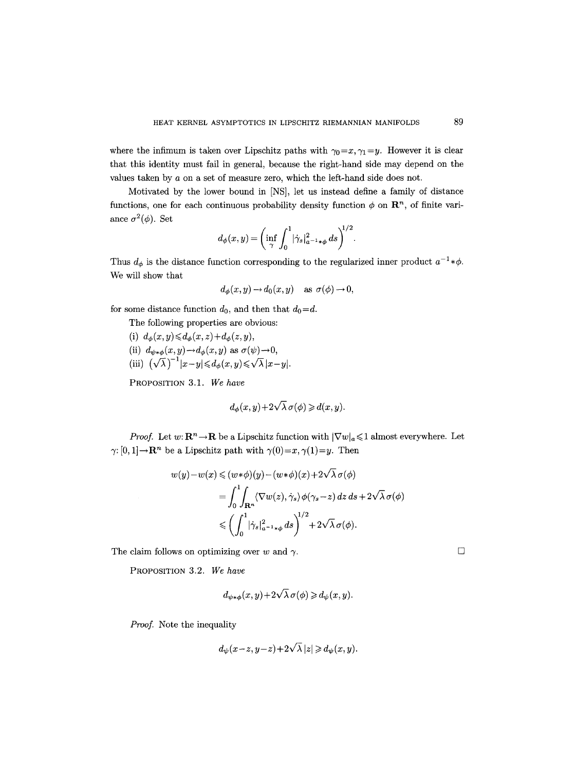where the infimum is taken over Lipschitz paths with $\gamma_0=x, \gamma_1=y$. However it is clear that this identity must fail in general, because the right-hand side may depend on the values taken by $a$ on a set of measure zero, which the left-hand side does not.

Motivated by the lower bound in [NS], let us instead define a family of distance functions, one for each continuous probability density function $\phi$ on $\mathbf{R}^n$, of finite variance $\sigma^2(\phi)$. Set

$$d_\phi(x,y) = \left(\inf_\gamma \int_0^1 |\dot\gamma_s|^2_{a^{-1}*\phi}\, ds\right)^{1/2}.$$

Thus $d_\phi$ is the distance function corresponding to the regularized inner product $a^{-1}*\phi$. We will show that

$$d_\phi(x,y) \to d_0(x,y) \quad \text{as } \sigma(\phi)\to 0,$$

for some distance function $d_0$, and then that $d_0=d$.

The following properties are obvious:

(i) $d_\phi(x,y) \leqslant d_\phi(x,z)+d_\phi(z,y)$,

(ii) $d_{\psi*\phi}(x,y)\to d_\phi(x,y)$ as $\sigma(\psi)\to 0$,

(iii) $(\sqrt{\lambda})^{-1}|x-y| \leqslant d_\phi(x,y) \leqslant \sqrt{\lambda}\,|x-y|$.

PROPOSITION 3.1. *We have*

$$d_\phi(x,y)+2\sqrt{\lambda}\,\sigma(\phi) \geqslant d(x,y).$$

*Proof.* Let $w\colon \mathbf{R}^n\to\mathbf{R}$ be a Lipschitz function with $|\nabla w|_a\leqslant 1$ almost everywhere. Let $\gamma\colon [0,1]\to\mathbf{R}^n$ be a Lipschitz path with $\gamma(0)=x, \gamma(1)=y$. Then

$$\begin{aligned}
w(y)-w(x) &\leqslant (w*\phi)(y)-(w*\phi)(x)+2\sqrt{\lambda}\,\sigma(\phi)\\
&= \int_0^1\int_{\mathbf{R}^n} \langle \nabla w(z), \dot\gamma_s\rangle \phi(\gamma_s-z)\,dz\,ds+2\sqrt{\lambda}\,\sigma(\phi)\\
&\leqslant \left(\int_0^1 |\dot\gamma_s|^2_{a^{-1}*\phi}\,ds\right)^{1/2}+2\sqrt{\lambda}\,\sigma(\phi).
\end{aligned}$$

The claim follows on optimizing over $w$ and $\gamma$. □

PROPOSITION 3.2. *We have*

$$d_{\psi*\phi}(x,y)+2\sqrt{\lambda}\,\sigma(\phi) \geqslant d_\psi(x,y).$$

*Proof.* Note the inequality

$$d_\psi(x-z,y-z)+2\sqrt{\lambda}\,|z| \geqslant d_\psi(x,y).$$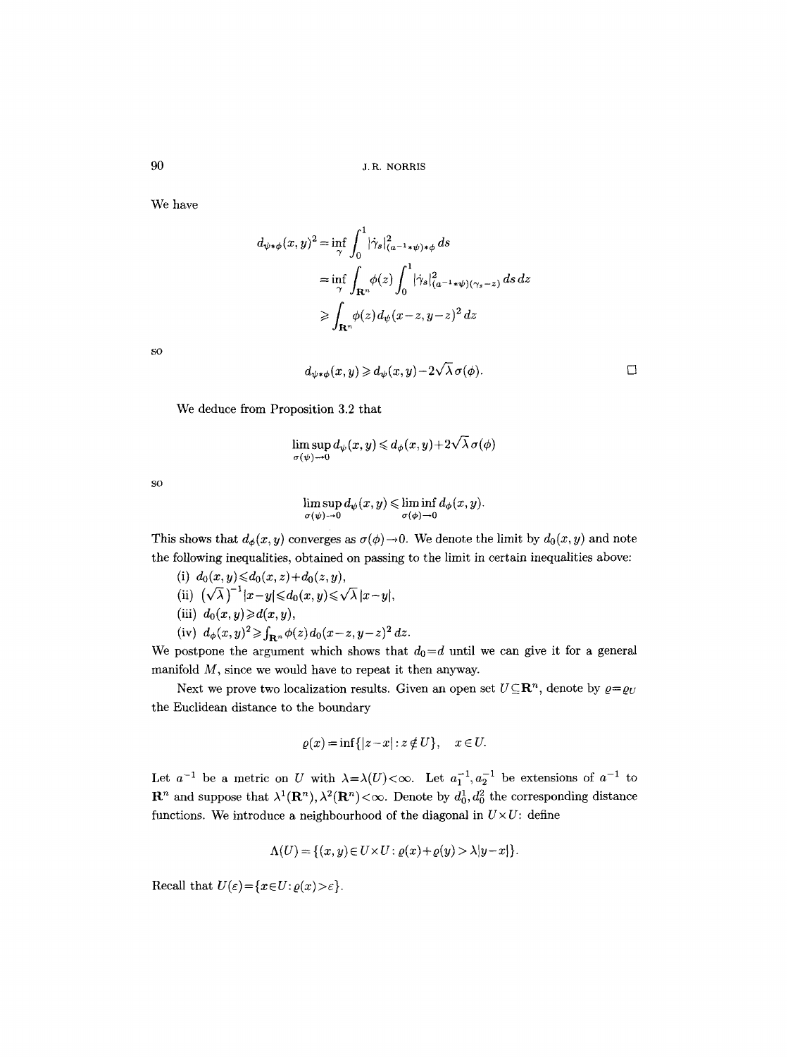We have

$$
\begin{aligned}
d_{\psi*\phi}(x,y)^2 &= \inf_{\gamma} \int_0^1 |\dot{\gamma}_s|^2_{(a^{-1}*\psi)*\phi}\, ds \\
&= \inf_{\gamma} \int_{\mathbf{R}^n} \phi(z) \int_0^1 |\dot{\gamma}_s|^2_{(a^{-1}*\psi)(\gamma_s - z)}\, ds\, dz \\
&\geqslant \int_{\mathbf{R}^n} \phi(z)\, d_{\psi}(x-z, y-z)^2\, dz
\end{aligned}
$$

so

$$
d_{\psi*\phi}(x,y) \geqslant d_{\psi}(x,y) - 2\sqrt{\lambda}\,\sigma(\phi). \qquad \square
$$

We deduce from Proposition 3.2 that

$$
\limsup_{\sigma(\psi)\to 0} d_{\psi}(x,y) \leqslant d_{\phi}(x,y) + 2\sqrt{\lambda}\,\sigma(\phi)
$$

so

$$
\limsup_{\sigma(\psi)\to 0} d_{\psi}(x,y) \leqslant \liminf_{\sigma(\phi)\to 0} d_{\phi}(x,y).
$$

This shows that $d_{\phi}(x,y)$ converges as $\sigma(\phi)\to 0$. We denote the limit by $d_0(x,y)$ and note the following inequalities, obtained on passing to the limit in certain inequalities above:

(i) $d_0(x,y) \leqslant d_0(x,z) + d_0(z,y)$,

(ii) $(\sqrt{\lambda})^{-1}|x-y| \leqslant d_0(x,y) \leqslant \sqrt{\lambda}\,|x-y|$,

(iii) $d_0(x,y) \geqslant d(x,y)$,

(iv) $d_{\phi}(x,y)^2 \geqslant \int_{\mathbf{R}^n} \phi(z)\, d_0(x-z, y-z)^2\, dz$.

We postpone the argument which shows that $d_0 = d$ until we can give it for a general manifold $M$, since we would have to repeat it then anyway.

Next we prove two localization results. Given an open set $U \subseteq \mathbf{R}^n$, denote by $\varrho = \varrho_U$ the Euclidean distance to the boundary

$$
\varrho(x) = \inf\{|z-x| : z \notin U\}, \quad x \in U.
$$

Let $a^{-1}$ be a metric on $U$ with $\lambda = \lambda(U) < \infty$. Let $a_1^{-1}, a_2^{-1}$ be extensions of $a^{-1}$ to $\mathbf{R}^n$ and suppose that $\lambda^1(\mathbf{R}^n), \lambda^2(\mathbf{R}^n) < \infty$. Denote by $d_0^1, d_0^2$ the corresponding distance functions. We introduce a neighbourhood of the diagonal in $U \times U$: define

$$
\Lambda(U) = \{(x,y) \in U \times U : \varrho(x) + \varrho(y) > \lambda |y-x|\}.
$$

Recall that $U(\varepsilon) = \{x \in U : \varrho(x) > \varepsilon\}$.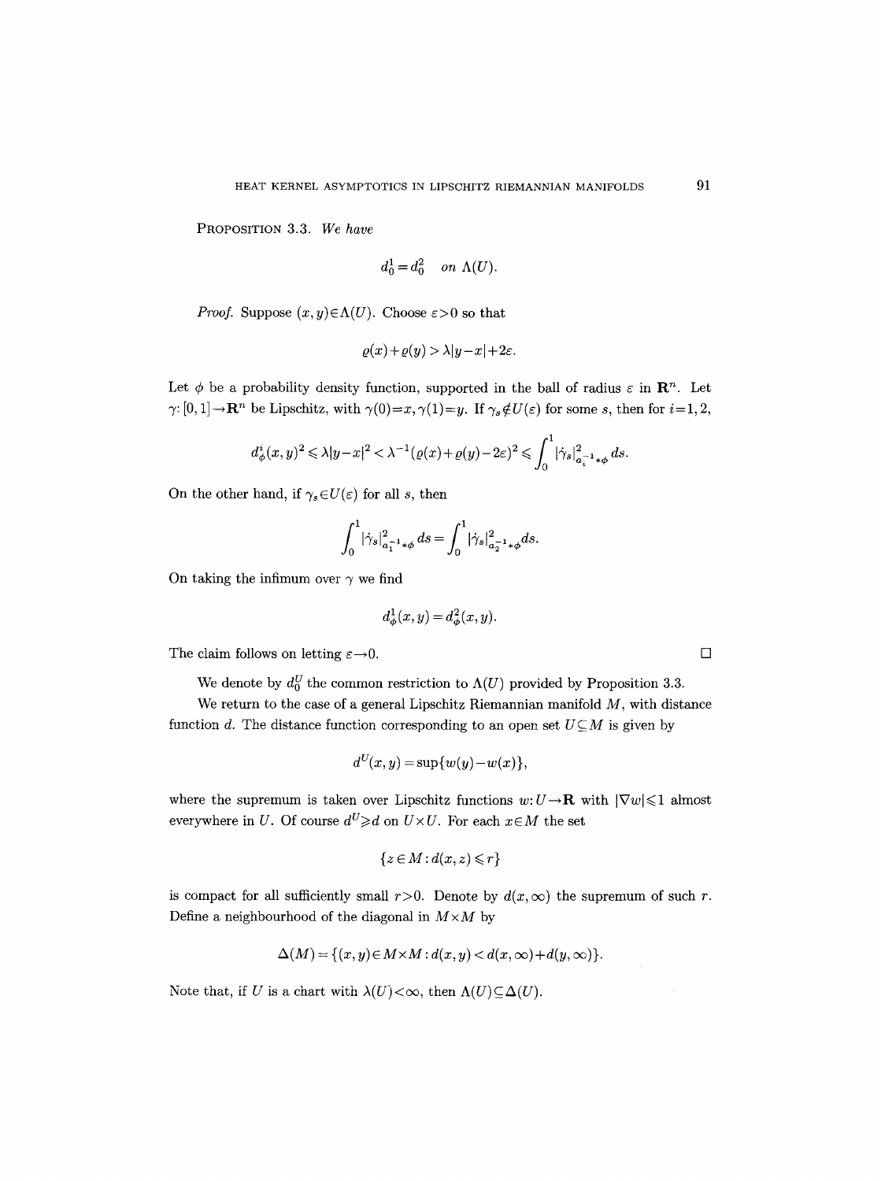PROPOSITION 3.3. *We have*

$$d_0^1 = d_0^2 \quad \text{on } \Lambda(U).$$

*Proof.* Suppose $(x,y)\in\Lambda(U)$. Choose $\varepsilon>0$ so that

$$\varrho(x)+\varrho(y) > \lambda|y-x|+2\varepsilon.$$

Let $\phi$ be a probability density function, supported in the ball of radius $\varepsilon$ in $\mathbf{R}^n$. Let $\gamma: [0,1]\to\mathbf{R}^n$ be Lipschitz, with $\gamma(0)=x, \gamma(1)=y$. If $\gamma_s\notin U(\varepsilon)$ for some $s$, then for $i=1,2$,

$$d_\phi^i(x,y)^2 \leqslant \lambda|y-x|^2 < \lambda^{-1}(\varrho(x)+\varrho(y)-2\varepsilon)^2 \leqslant \int_0^1 |\dot\gamma_s|^2_{a_i^{-1}*\phi}\, ds.$$

On the other hand, if $\gamma_s\in U(\varepsilon)$ for all $s$, then

$$\int_0^1 |\dot\gamma_s|^2_{a_1^{-1}*\phi}\, ds = \int_0^1 |\dot\gamma_s|^2_{a_2^{-1}*\phi} ds.$$

On taking the infimum over $\gamma$ we find

$$d_\phi^1(x,y) = d_\phi^2(x,y).$$

The claim follows on letting $\varepsilon\to 0$. $\square$

We denote by $d_0^U$ the common restriction to $\Lambda(U)$ provided by Proposition 3.3.

We return to the case of a general Lipschitz Riemannian manifold $M$, with distance function $d$. The distance function corresponding to an open set $U\subseteq M$ is given by

$$d^U(x,y) = \sup\{w(y)-w(x)\},$$

where the supremum is taken over Lipschitz functions $w: U\to\mathbf{R}$ with $|\nabla w|\leqslant 1$ almost everywhere in $U$. Of course $d^U \geqslant d$ on $U\times U$. For each $x\in M$ the set

$$\{z\in M : d(x,z)\leqslant r\}$$

is compact for all sufficiently small $r>0$. Denote by $d(x,\infty)$ the supremum of such $r$. Define a neighbourhood of the diagonal in $M\times M$ by

$$\Delta(M) = \{(x,y)\in M\times M : d(x,y) < d(x,\infty)+d(y,\infty)\}.$$

Note that, if $U$ is a chart with $\lambda(U)<\infty$, then $\Lambda(U)\subseteq\Delta(U)$.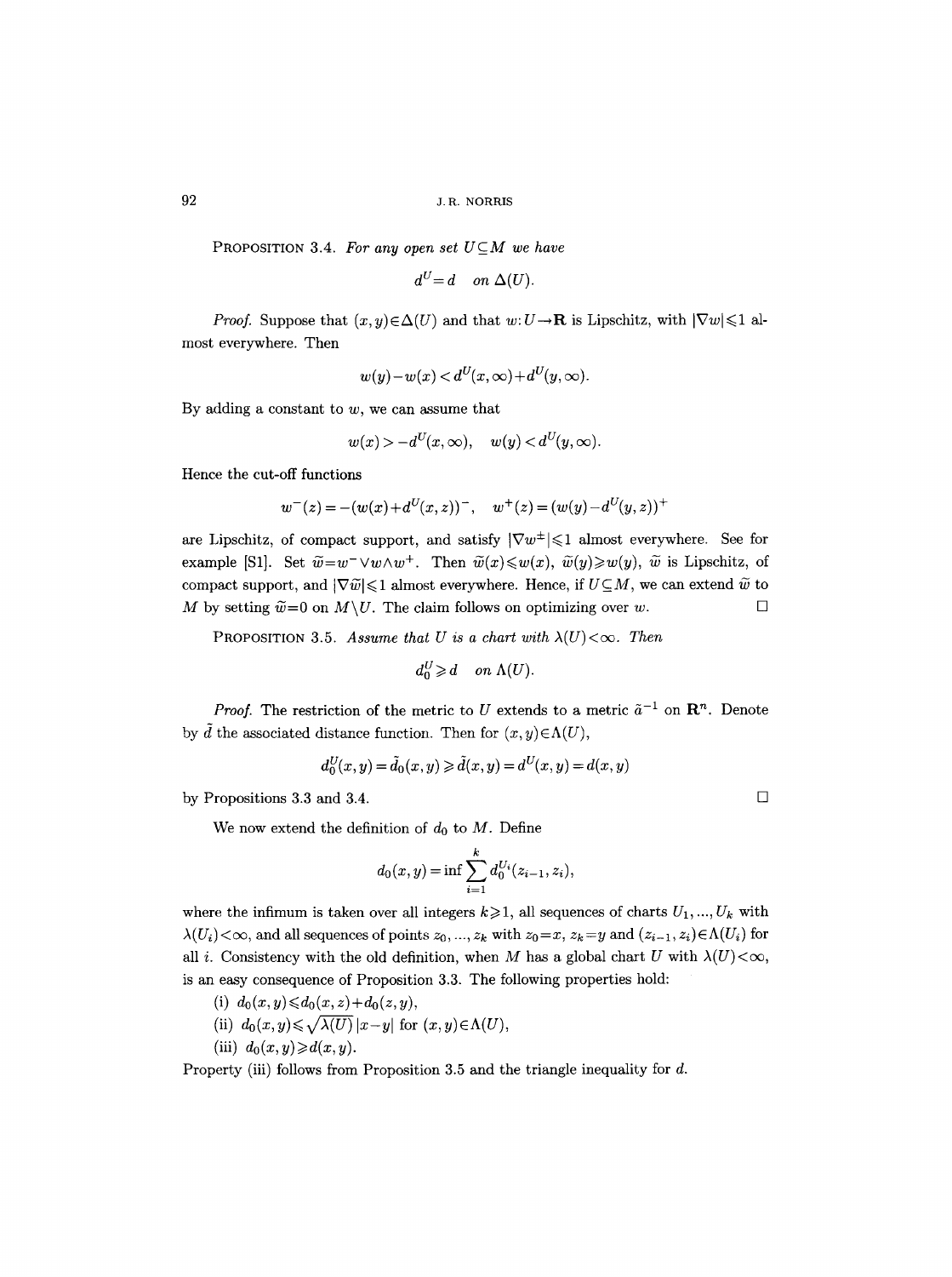PROPOSITION 3.4. *For any open set $U \subseteq M$ we have*

$$d^U = d \quad \text{on } \Delta(U).$$

*Proof.* Suppose that $(x,y) \in \Delta(U)$ and that $w: U \to \mathbf{R}$ is Lipschitz, with $|\nabla w| \leqslant 1$ almost everywhere. Then

$$w(y) - w(x) < d^U(x,\infty) + d^U(y,\infty).$$

By adding a constant to $w$, we can assume that

$$w(x) > -d^U(x,\infty), \quad w(y) < d^U(y,\infty).$$

Hence the cut-off functions

$$w^-(z) = -(w(x) + d^U(x,z))^-, \quad w^+(z) = (w(y) - d^U(y,z))^+$$

are Lipschitz, of compact support, and satisfy $|\nabla w^{\pm}| \leqslant 1$ almost everywhere. See for example [S1]. Set $\widetilde{w} = w^- \vee w \wedge w^+$. Then $\widetilde{w}(x) \leqslant w(x)$, $\widetilde{w}(y) \geqslant w(y)$, $\widetilde{w}$ is Lipschitz, of compact support, and $|\nabla \widetilde{w}| \leqslant 1$ almost everywhere. Hence, if $U \subseteq M$, we can extend $\widetilde{w}$ to $M$ by setting $\widetilde{w} = 0$ on $M \setminus U$. The claim follows on optimizing over $w$. $\square$

PROPOSITION 3.5. *Assume that $U$ is a chart with $\lambda(U) < \infty$. Then*

$$d_0^U \geqslant d \quad \text{on } \Lambda(U).$$

*Proof.* The restriction of the metric to $U$ extends to a metric $\tilde{a}^{-1}$ on $\mathbf{R}^n$. Denote by $\tilde{d}$ the associated distance function. Then for $(x,y) \in \Lambda(U)$,

$$d_0^U(x,y) = \tilde{d}_0(x,y) \geqslant \tilde{d}(x,y) = d^U(x,y) = d(x,y)$$

by Propositions 3.3 and 3.4. $\square$

We now extend the definition of $d_0$ to $M$. Define

$$d_0(x,y) = \inf \sum_{i=1}^{k} d_0^{U_i}(z_{i-1}, z_i),$$

where the infimum is taken over all integers $k \geqslant 1$, all sequences of charts $U_1, \ldots, U_k$ with $\lambda(U_i) < \infty$, and all sequences of points $z_0, \ldots, z_k$ with $z_0 = x$, $z_k = y$ and $(z_{i-1}, z_i) \in \Lambda(U_i)$ for all $i$. Consistency with the old definition, when $M$ has a global chart $U$ with $\lambda(U) < \infty$, is an easy consequence of Proposition 3.3. The following properties hold:

(i) $d_0(x,y) \leqslant d_0(x,z) + d_0(z,y)$,

(ii) $d_0(x,y) \leqslant \sqrt{\lambda(U)}\, |x-y|$ for $(x,y) \in \Lambda(U)$,

(iii) $d_0(x,y) \geqslant d(x,y)$.

Property (iii) follows from Proposition 3.5 and the triangle inequality for $d$.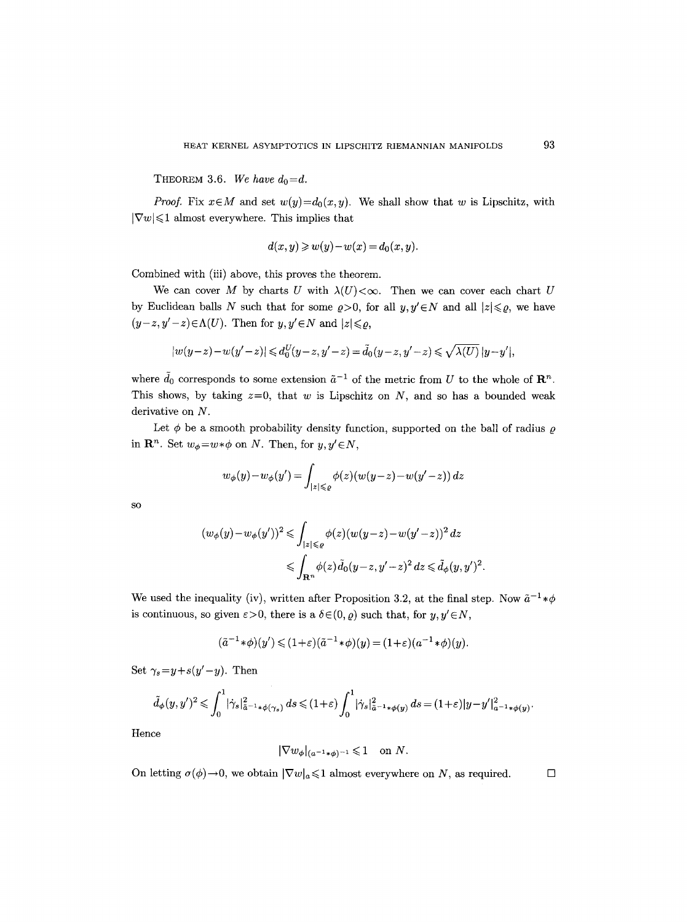**Theorem 3.6.** *We have* $d_0 = d$.

*Proof.* Fix $x \in M$ and set $w(y) = d_0(x,y)$. We shall show that $w$ is Lipschitz, with $|\nabla w| \leqslant 1$ almost everywhere. This implies that

$$d(x,y) \geqslant w(y) - w(x) = d_0(x,y).$$

Combined with (iii) above, this proves the theorem.

We can cover $M$ by charts $U$ with $\lambda(U) < \infty$. Then we can cover each chart $U$ by Euclidean balls $N$ such that for some $\varrho > 0$, for all $y, y' \in N$ and all $|z| \leqslant \varrho$, we have $(y-z, y'-z) \in \Lambda(U)$. Then for $y, y' \in N$ and $|z| \leqslant \varrho$,

$$|w(y-z) - w(y'-z)| \leqslant d_0^U(y-z, y'-z) = \tilde{d}_0(y-z, y'-z) \leqslant \sqrt{\lambda(U)}\,|y-y'|,$$

where $\tilde{d}_0$ corresponds to some extension $\tilde{a}^{-1}$ of the metric from $U$ to the whole of $\mathbf{R}^n$. This shows, by taking $z=0$, that $w$ is Lipschitz on $N$, and so has a bounded weak derivative on $N$.

Let $\phi$ be a smooth probability density function, supported on the ball of radius $\varrho$ in $\mathbf{R}^n$. Set $w_\phi = w * \phi$ on $N$. Then, for $y, y' \in N$,

$$w_\phi(y) - w_\phi(y') = \int_{|z| \leqslant \varrho} \phi(z)(w(y-z) - w(y'-z))\,dz$$

so

$$\begin{aligned}(w_\phi(y) - w_\phi(y'))^2 &\leqslant \int_{|z| \leqslant \varrho} \phi(z)(w(y-z) - w(y'-z))^2\,dz \\ &\leqslant \int_{\mathbf{R}^n} \phi(z)\,\tilde{d}_0(y-z, y'-z)^2\,dz \leqslant \tilde{d}_\phi(y,y')^2.\end{aligned}$$

We used the inequality (iv), written after Proposition 3.2, at the final step. Now $\tilde{a}^{-1} * \phi$ is continuous, so given $\varepsilon > 0$, there is a $\delta \in (0, \varrho)$ such that, for $y, y' \in N$,

$$(\tilde{a}^{-1} * \phi)(y') \leqslant (1+\varepsilon)(\tilde{a}^{-1} * \phi)(y) = (1+\varepsilon)(a^{-1} * \phi)(y).$$

Set $\gamma_s = y + s(y'-y)$. Then

$$\tilde{d}_\phi(y,y')^2 \leqslant \int_0^1 |\dot{\gamma}_s|^2_{\tilde{a}^{-1} * \phi(\gamma_s)}\,ds \leqslant (1+\varepsilon) \int_0^1 |\dot{\gamma}_s|^2_{\tilde{a}^{-1} * \phi(y)}\,ds = (1+\varepsilon)|y-y'|^2_{a^{-1} * \phi(y)}.$$

Hence

$$|\nabla w_\phi|_{(a^{-1} * \phi)^{-1}} \leqslant 1 \quad \text{on } N.$$

On letting $\sigma(\phi) \to 0$, we obtain $|\nabla w|_a \leqslant 1$ almost everywhere on $N$, as required. $\square$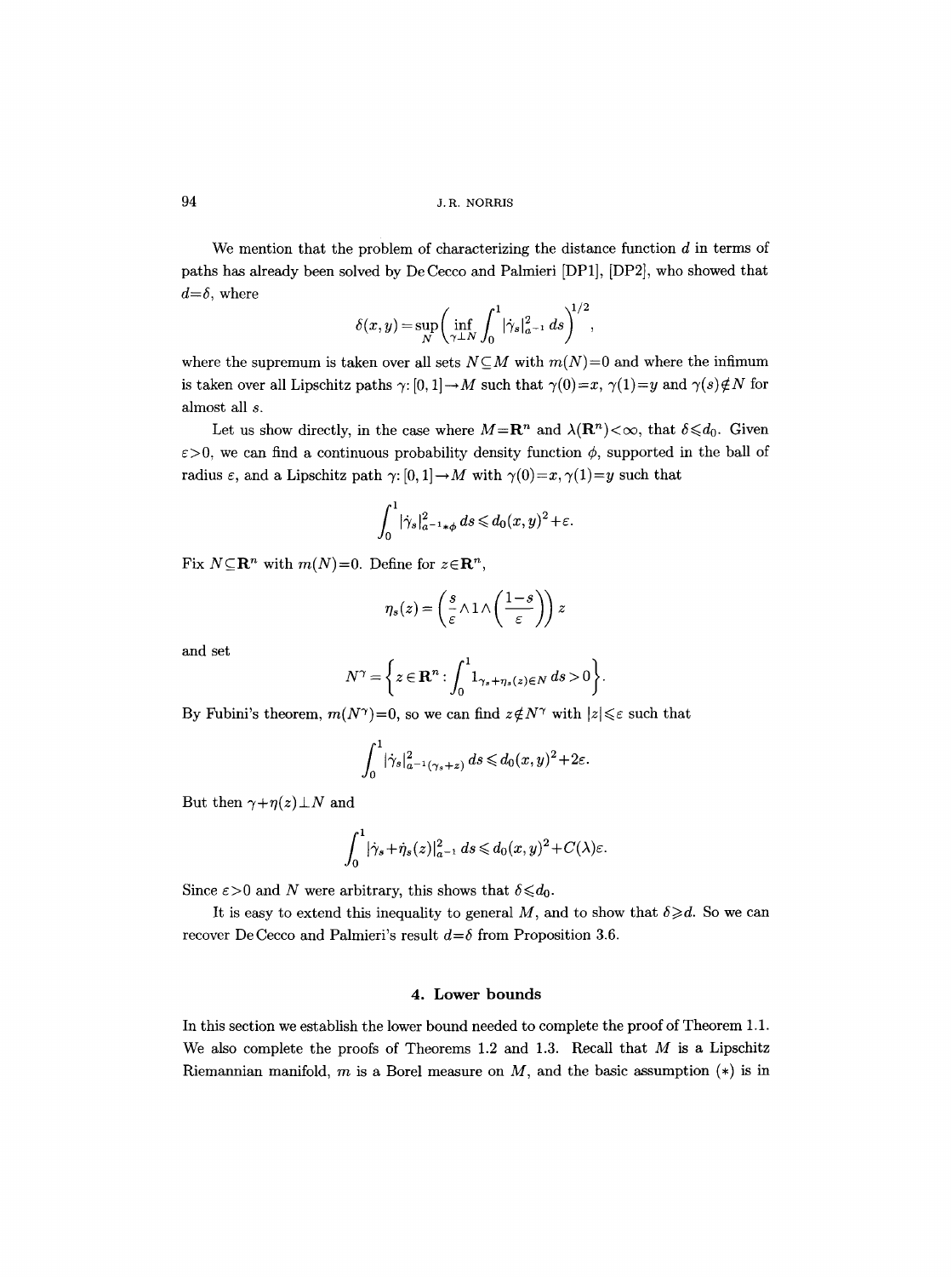We mention that the problem of characterizing the distance function $d$ in terms of paths has already been solved by De Cecco and Palmieri [DP1], [DP2], who showed that $d=\delta$, where

$$\delta(x,y)=\sup_N\left(\inf_{\gamma\perp N}\int_0^1|\dot\gamma_s|^2_{a^{-1}}\,ds\right)^{1/2},$$

where the supremum is taken over all sets $N\subseteq M$ with $m(N)=0$ and where the infimum is taken over all Lipschitz paths $\gamma\colon[0,1]\to M$ such that $\gamma(0)=x$, $\gamma(1)=y$ and $\gamma(s)\notin N$ for almost all $s$.

Let us show directly, in the case where $M=\mathbf{R}^n$ and $\lambda(\mathbf{R}^n)<\infty$, that $\delta\leqslant d_0$. Given $\varepsilon>0$, we can find a continuous probability density function $\phi$, supported in the ball of radius $\varepsilon$, and a Lipschitz path $\gamma\colon[0,1]\to M$ with $\gamma(0)=x$, $\gamma(1)=y$ such that

$$\int_0^1|\dot\gamma_s|^2_{a^{-1}*\phi}\,ds\leqslant d_0(x,y)^2+\varepsilon.$$

Fix $N\subseteq\mathbf{R}^n$ with $m(N)=0$. Define for $z\in\mathbf{R}^n$,

$$\eta_s(z)=\left(\frac{s}{\varepsilon}\wedge 1\wedge\left(\frac{1-s}{\varepsilon}\right)\right)z$$

and set

$$N^\gamma=\left\{z\in\mathbf{R}^n:\int_0^1 1_{\gamma_s+\eta_s(z)\in N}\,ds>0\right\}.$$

By Fubini's theorem, $m(N^\gamma)=0$, so we can find $z\notin N^\gamma$ with $|z|\leqslant\varepsilon$ such that

$$\int_0^1|\dot\gamma_s|^2_{a^{-1}(\gamma_s+z)}\,ds\leqslant d_0(x,y)^2+2\varepsilon.$$

But then $\gamma+\eta(z)\perp N$ and

$$\int_0^1|\dot\gamma_s+\dot\eta_s(z)|^2_{a^{-1}}\,ds\leqslant d_0(x,y)^2+C(\lambda)\varepsilon.$$

Since $\varepsilon>0$ and $N$ were arbitrary, this shows that $\delta\leqslant d_0$.

It is easy to extend this inequality to general $M$, and to show that $\delta\geqslant d$. So we can recover De Cecco and Palmieri's result $d=\delta$ from Proposition 3.6.

## 4. Lower bounds

In this section we establish the lower bound needed to complete the proof of Theorem 1.1. We also complete the proofs of Theorems 1.2 and 1.3. Recall that $M$ is a Lipschitz Riemannian manifold, $m$ is a Borel measure on $M$, and the basic assumption $(*)$ is in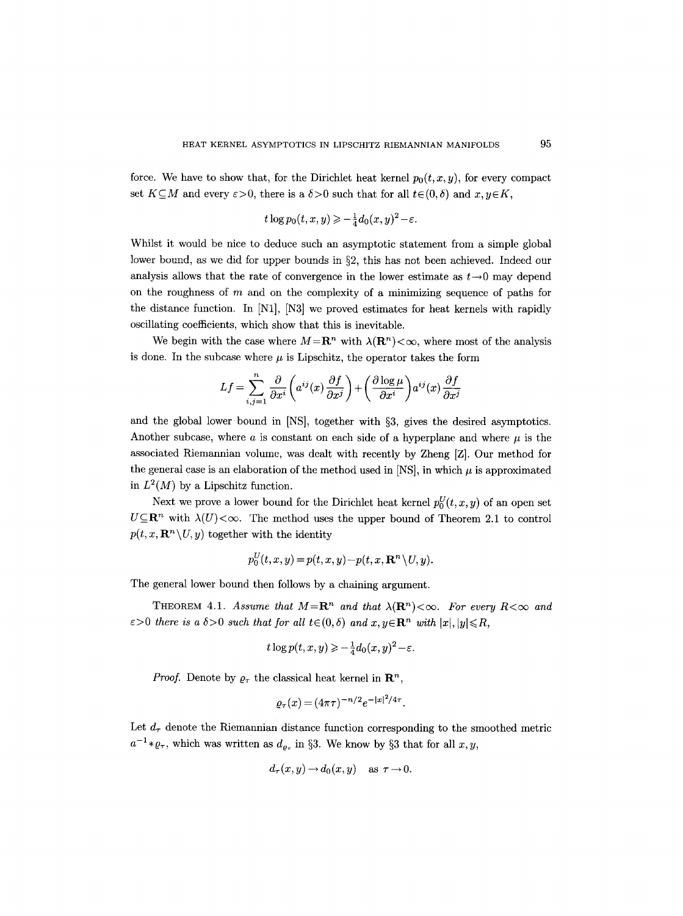force. We have to show that, for the Dirichlet heat kernel $p_0(t,x,y)$, for every compact set $K\subseteq M$ and every $\varepsilon>0$, there is a $\delta>0$ such that for all $t\in(0,\delta)$ and $x,y\in K$,

$$t\log p_0(t,x,y)\geqslant -\tfrac{1}{4}d_0(x,y)^2-\varepsilon.$$

Whilst it would be nice to deduce such an asymptotic statement from a simple global lower bound, as we did for upper bounds in §2, this has not been achieved. Indeed our analysis allows that the rate of convergence in the lower estimate as $t\to 0$ may depend on the roughness of $m$ and on the complexity of a minimizing sequence of paths for the distance function. In [N1], [N3] we proved estimates for heat kernels with rapidly oscillating coefficients, which show that this is inevitable.

We begin with the case where $M=\mathbf{R}^n$ with $\lambda(\mathbf{R}^n)<\infty$, where most of the analysis is done. In the subcase where $\mu$ is Lipschitz, the operator takes the form

$$Lf=\sum_{i,j=1}^{n}\frac{\partial}{\partial x^i}\left(a^{ij}(x)\frac{\partial f}{\partial x^j}\right)+\left(\frac{\partial \log\mu}{\partial x^i}\right)a^{ij}(x)\frac{\partial f}{\partial x^j}$$

and the global lower bound in [NS], together with §3, gives the desired asymptotics. Another subcase, where $a$ is constant on each side of a hyperplane and where $\mu$ is the associated Riemannian volume, was dealt with recently by Zheng [Z]. Our method for the general case is an elaboration of the method used in [NS], in which $\mu$ is approximated in $L^2(M)$ by a Lipschitz function.

Next we prove a lower bound for the Dirichlet heat kernel $p_0^U(t,x,y)$ of an open set $U\subseteq\mathbf{R}^n$ with $\lambda(U)<\infty$. The method uses the upper bound of Theorem 2.1 to control $p(t,x,\mathbf{R}^n\setminus U,y)$ together with the identity

$$p_0^U(t,x,y)=p(t,x,y)-p(t,x,\mathbf{R}^n\setminus U,y).$$

The general lower bound then follows by a chaining argument.

THEOREM 4.1. *Assume that $M=\mathbf{R}^n$ and that $\lambda(\mathbf{R}^n)<\infty$. For every $R<\infty$ and $\varepsilon>0$ there is a $\delta>0$ such that for all $t\in(0,\delta)$ and $x,y\in\mathbf{R}^n$ with $|x|,|y|\leqslant R$,*

$$t\log p(t,x,y)\geqslant -\tfrac{1}{4}d_0(x,y)^2-\varepsilon.$$

*Proof.* Denote by $\varrho_\tau$ the classical heat kernel in $\mathbf{R}^n$,

$$\varrho_\tau(x)=(4\pi\tau)^{-n/2}e^{-|x|^2/4\tau}.$$

Let $d_\tau$ denote the Riemannian distance function corresponding to the smoothed metric $a^{-1}*\varrho_\tau$, which was written as $d_{\varrho_\tau}$ in §3. We know by §3 that for all $x,y$,

$$d_\tau(x,y)\to d_0(x,y)\quad\text{as } \tau\to 0.$$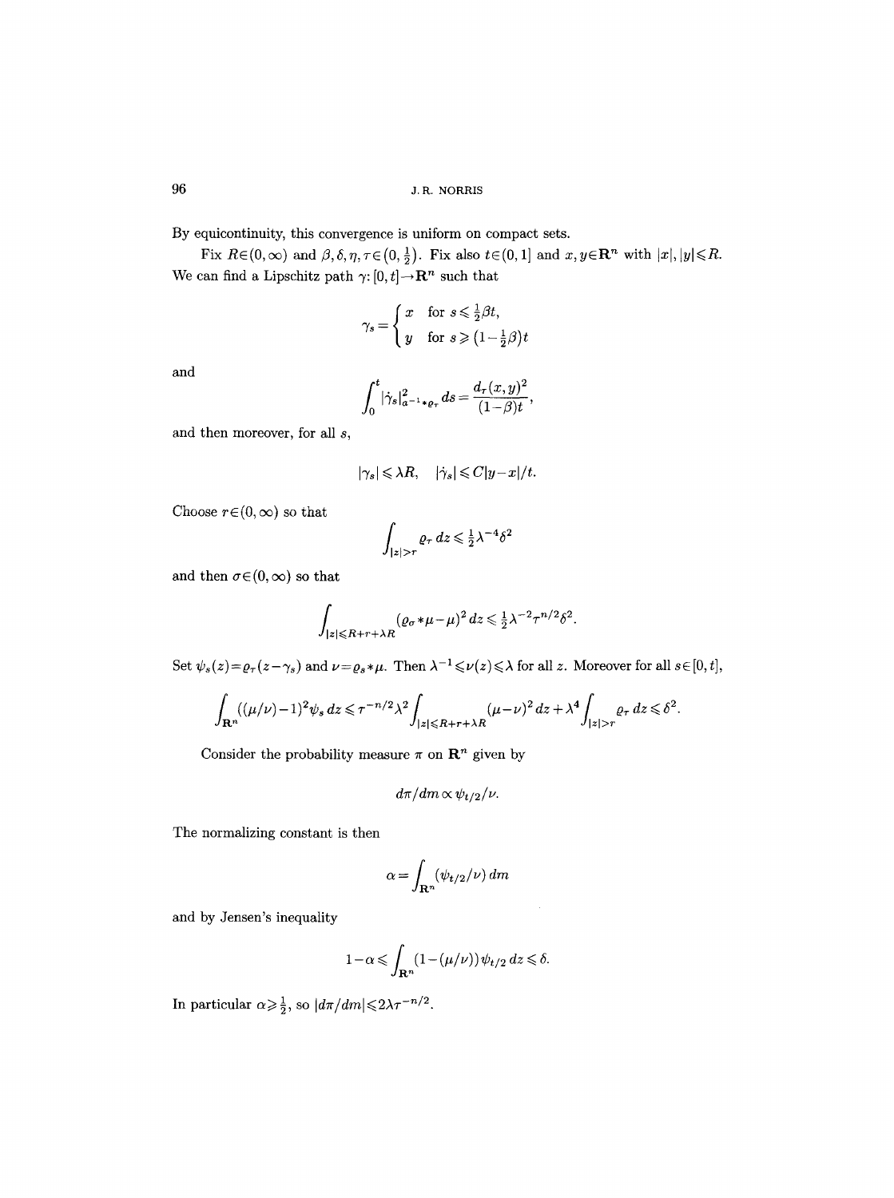By equicontinuity, this convergence is uniform on compact sets.

Fix $R\in(0,\infty)$ and $\beta,\delta,\eta,\tau\in\left(0,\frac{1}{2}\right)$. Fix also $t\in(0,1]$ and $x,y\in\mathbf{R}^n$ with $|x|,|y|\leqslant R$. We can find a Lipschitz path $\gamma\colon[0,t]\to\mathbf{R}^n$ such that

$$\gamma_s=\begin{cases} x & \text{for } s\leqslant\frac{1}{2}\beta t,\\ y & \text{for } s\geqslant\left(1-\frac{1}{2}\beta\right)t\end{cases}$$

and

$$\int_0^t|\dot\gamma_s|^2_{a^{-1}*\varrho_\tau}\,ds=\frac{d_\tau(x,y)^2}{(1-\beta)t},$$

and then moreover, for all $s$,

$$|\gamma_s|\leqslant\lambda R,\quad |\dot\gamma_s|\leqslant C|y-x|/t.$$

Choose $r\in(0,\infty)$ so that

$$\int_{|z|>r}\varrho_\tau\,dz\leqslant\tfrac{1}{2}\lambda^{-4}\delta^2$$

and then $\sigma\in(0,\infty)$ so that

$$\int_{|z|\leqslant R+r+\lambda R}(\varrho_\sigma*\mu-\mu)^2\,dz\leqslant\tfrac{1}{2}\lambda^{-2}\tau^{n/2}\delta^2.$$

Set $\psi_s(z)=\varrho_\tau(z-\gamma_s)$ and $\nu=\varrho_s*\mu$. Then $\lambda^{-1}\leqslant\nu(z)\leqslant\lambda$ for all $z$. Moreover for all $s\in[0,t]$,

$$\int_{\mathbf{R}^n}((\mu/\nu)-1)^2\psi_s\,dz\leqslant\tau^{-n/2}\lambda^2\int_{|z|\leqslant R+r+\lambda R}(\mu-\nu)^2\,dz+\lambda^4\int_{|z|>r}\varrho_\tau\,dz\leqslant\delta^2.$$

Consider the probability measure $\pi$ on $\mathbf{R}^n$ given by

$$d\pi/dm\propto\psi_{t/2}/\nu.$$

The normalizing constant is then

$$\alpha=\int_{\mathbf{R}^n}(\psi_{t/2}/\nu)\,dm$$

and by Jensen's inequality

$$1-\alpha\leqslant\int_{\mathbf{R}^n}(1-(\mu/\nu))\psi_{t/2}\,dz\leqslant\delta.$$

In particular $\alpha\geqslant\frac{1}{2}$, so $|d\pi/dm|\leqslant2\lambda\tau^{-n/2}$.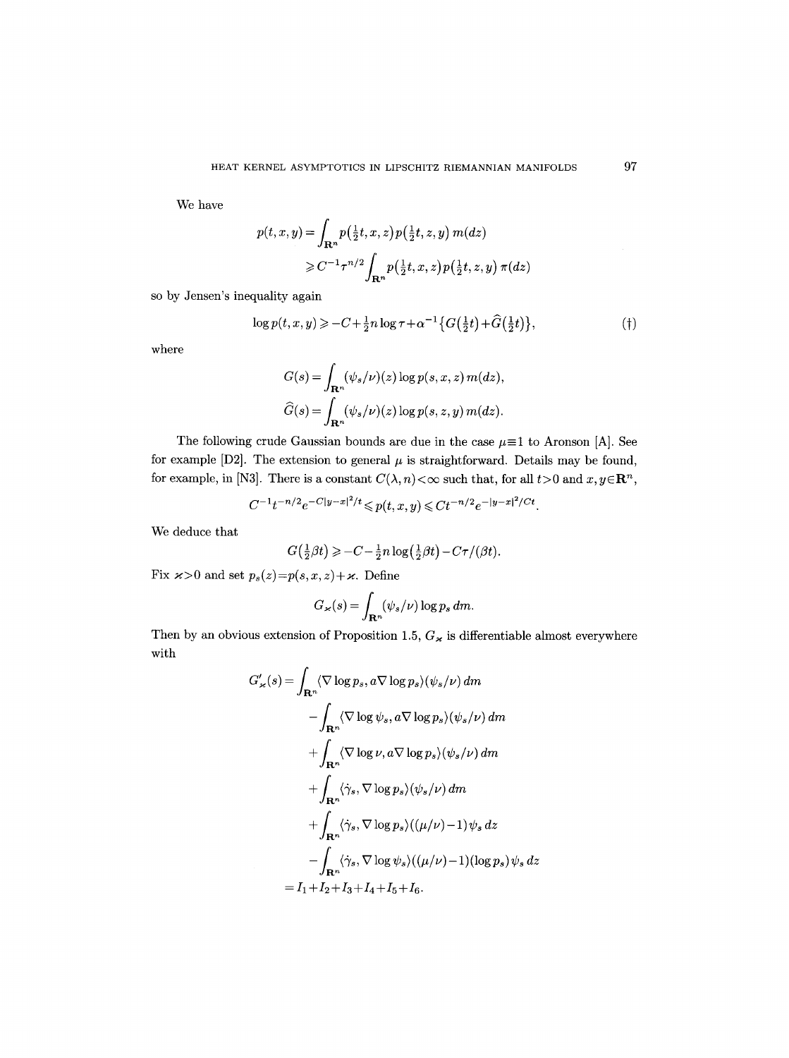We have

$$
\begin{aligned}
p(t,x,y) &= \int_{\mathbf{R}^n} p\big(\tfrac{1}{2}t,x,z\big)p\big(\tfrac{1}{2}t,z,y\big)\,m(dz)\\
&\geqslant C^{-1}\tau^{n/2}\int_{\mathbf{R}^n} p\big(\tfrac{1}{2}t,x,z\big)p\big(\tfrac{1}{2}t,z,y\big)\,\pi(dz)
\end{aligned}
$$

so by Jensen's inequality again

$$
\log p(t,x,y) \geqslant -C+\tfrac{1}{2}n\log\tau+\alpha^{-1}\big\{G\big(\tfrac{1}{2}t\big)+\widehat{G}\big(\tfrac{1}{2}t\big)\big\}, \tag{$\dagger$}
$$

where

$$
\begin{aligned}
G(s) &= \int_{\mathbf{R}^n} (\psi_s/\nu)(z)\log p(s,x,z)\,m(dz),\\
\widehat{G}(s) &= \int_{\mathbf{R}^n} (\psi_s/\nu)(z)\log p(s,z,y)\,m(dz).
\end{aligned}
$$

The following crude Gaussian bounds are due in the case $\mu\equiv 1$ to Aronson [A]. See for example [D2]. The extension to general $\mu$ is straightforward. Details may be found, for example, in [N3]. There is a constant $C(\lambda,n)<\infty$ such that, for all $t>0$ and $x,y\in\mathbf{R}^n$,

$$
C^{-1}t^{-n/2}e^{-C|y-x|^2/t}\leqslant p(t,x,y)\leqslant Ct^{-n/2}e^{-|y-x|^2/Ct}.
$$

We deduce that

$$
G\big(\tfrac{1}{2}\beta t\big)\geqslant -C-\tfrac{1}{2}n\log\big(\tfrac{1}{2}\beta t\big)-C\tau/(\beta t).
$$

Fix $\varkappa>0$ and set $p_s(z)=p(s,x,z)+\varkappa$. Define

$$
G_\varkappa(s)=\int_{\mathbf{R}^n}(\psi_s/\nu)\log p_s\,dm.
$$

Then by an obvious extension of Proposition 1.5, $G_\varkappa$ is differentiable almost everywhere with

$$
\begin{aligned}
G_\varkappa'(s) &= \int_{\mathbf{R}^n}\langle\nabla\log p_s, a\nabla\log p_s\rangle(\psi_s/\nu)\,dm\\
&\quad-\int_{\mathbf{R}^n}\langle\nabla\log\psi_s, a\nabla\log p_s\rangle(\psi_s/\nu)\,dm\\
&\quad+\int_{\mathbf{R}^n}\langle\nabla\log\nu, a\nabla\log p_s\rangle(\psi_s/\nu)\,dm\\
&\quad+\int_{\mathbf{R}^n}\langle\dot\gamma_s,\nabla\log p_s\rangle(\psi_s/\nu)\,dm\\
&\quad+\int_{\mathbf{R}^n}\langle\dot\gamma_s,\nabla\log p_s\rangle((\mu/\nu)-1)\psi_s\,dz\\
&\quad-\int_{\mathbf{R}^n}\langle\dot\gamma_s,\nabla\log\psi_s\rangle((\mu/\nu)-1)(\log p_s)\psi_s\,dz\\
&= I_1+I_2+I_3+I_4+I_5+I_6.
\end{aligned}
$$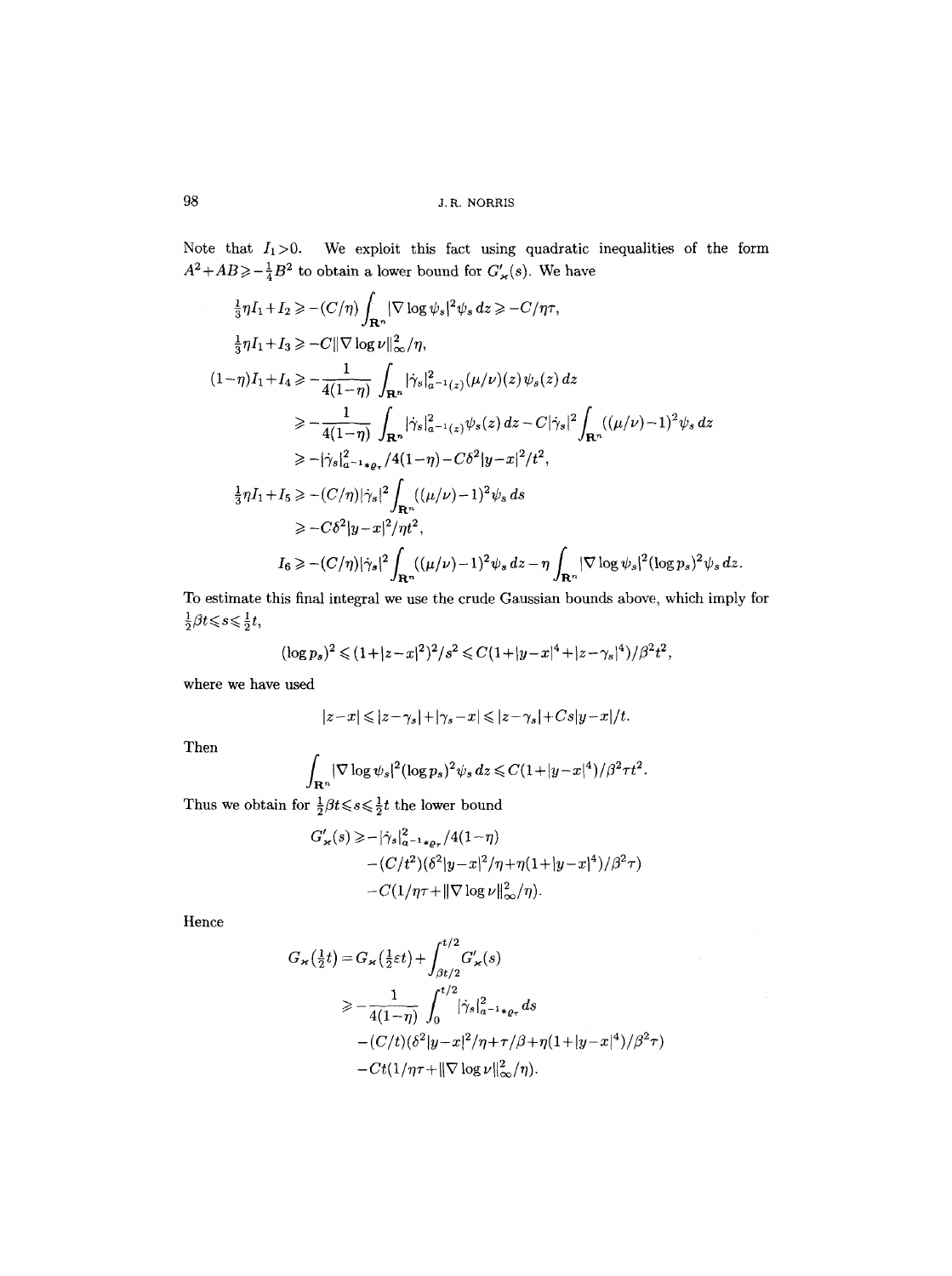Note that $I_1 > 0$. We exploit this fact using quadratic inequalities of the form $A^2 + AB \geqslant -\frac{1}{4}B^2$ to obtain a lower bound for $G'_\varkappa(s)$. We have

$$
\begin{aligned}
\tfrac{1}{3}\eta I_1 + I_2 &\geqslant -(C/\eta)\int_{\mathbf{R}^n} |\nabla \log \psi_s|^2 \psi_s \, dz \geqslant -C/\eta\tau, \\
\tfrac{1}{3}\eta I_1 + I_3 &\geqslant -C\|\nabla \log \nu\|_\infty^2/\eta, \\
(1-\eta)I_1 + I_4 &\geqslant -\frac{1}{4(1-\eta)}\int_{\mathbf{R}^n} |\dot\gamma_s|^2_{a^{-1}(z)}(\mu/\nu)(z)\psi_s(z)\, dz \\
&\geqslant -\frac{1}{4(1-\eta)}\int_{\mathbf{R}^n} |\dot\gamma_s|^2_{a^{-1}(z)}\psi_s(z)\, dz - C|\dot\gamma_s|^2 \int_{\mathbf{R}^n} ((\mu/\nu)-1)^2 \psi_s \, dz \\
&\geqslant -|\dot\gamma_s|^2_{a^{-1}*\varrho_\tau}/4(1-\eta) - C\delta^2|y-x|^2/t^2, \\
\tfrac{1}{3}\eta I_1 + I_5 &\geqslant -(C/\eta)|\dot\gamma_s|^2\int_{\mathbf{R}^n} ((\mu/\nu)-1)^2\psi_s \, ds \\
&\geqslant -C\delta^2|y-x|^2/\eta t^2, \\
I_6 &\geqslant -(C/\eta)|\dot\gamma_s|^2 \int_{\mathbf{R}^n} ((\mu/\nu)-1)^2\psi_s\, dz - \eta\int_{\mathbf{R}^n} |\nabla \log\psi_s|^2 (\log p_s)^2 \psi_s \, dz.
\end{aligned}
$$

To estimate this final integral we use the crude Gaussian bounds above, which imply for $\frac{1}{2}\beta t \leqslant s \leqslant \frac{1}{2}t$,

$$
(\log p_s)^2 \leqslant (1+|z-x|^2)^2/s^2 \leqslant C(1+|y-x|^4+|z-\gamma_s|^4)/\beta^2 t^2,
$$

where we have used

$$
|z-x| \leqslant |z-\gamma_s| + |\gamma_s - x| \leqslant |z-\gamma_s| + Cs|y-x|/t.
$$

Then

$$
\int_{\mathbf{R}^n} |\nabla \log \psi_s|^2 (\log p_s)^2 \psi_s \, dz \leqslant C(1+|y-x|^4)/\beta^2 \tau t^2.
$$

Thus we obtain for $\frac{1}{2}\beta t \leqslant s \leqslant \frac{1}{2}t$ the lower bound

$$
\begin{aligned}
G'_\varkappa(s) \geqslant &-|\dot\gamma_s|^2_{a^{-1}*\varrho_\tau}/4(1-\eta) \\
&-(C/t^2)(\delta^2|y-x|^2/\eta + \eta(1+|y-x|^4)/\beta^2\tau) \\
&-C(1/\eta\tau + \|\nabla \log\nu\|_\infty^2/\eta).
\end{aligned}
$$

Hence

$$
\begin{aligned}
G_\varkappa(\tfrac{1}{2}t) &= G_\varkappa(\tfrac{1}{2}\varepsilon t) + \int_{\beta t/2}^{t/2} G'_\varkappa(s) \\
&\geqslant -\frac{1}{4(1-\eta)}\int_0^{t/2} |\dot\gamma_s|^2_{a^{-1}*\varrho_\tau}\, ds \\
&\quad - (C/t)(\delta^2|y-x|^2/\eta + \tau/\beta + \eta(1+|y-x|^4)/\beta^2\tau) \\
&\quad - Ct(1/\eta\tau + \|\nabla\log\nu\|_\infty^2/\eta).
\end{aligned}
$$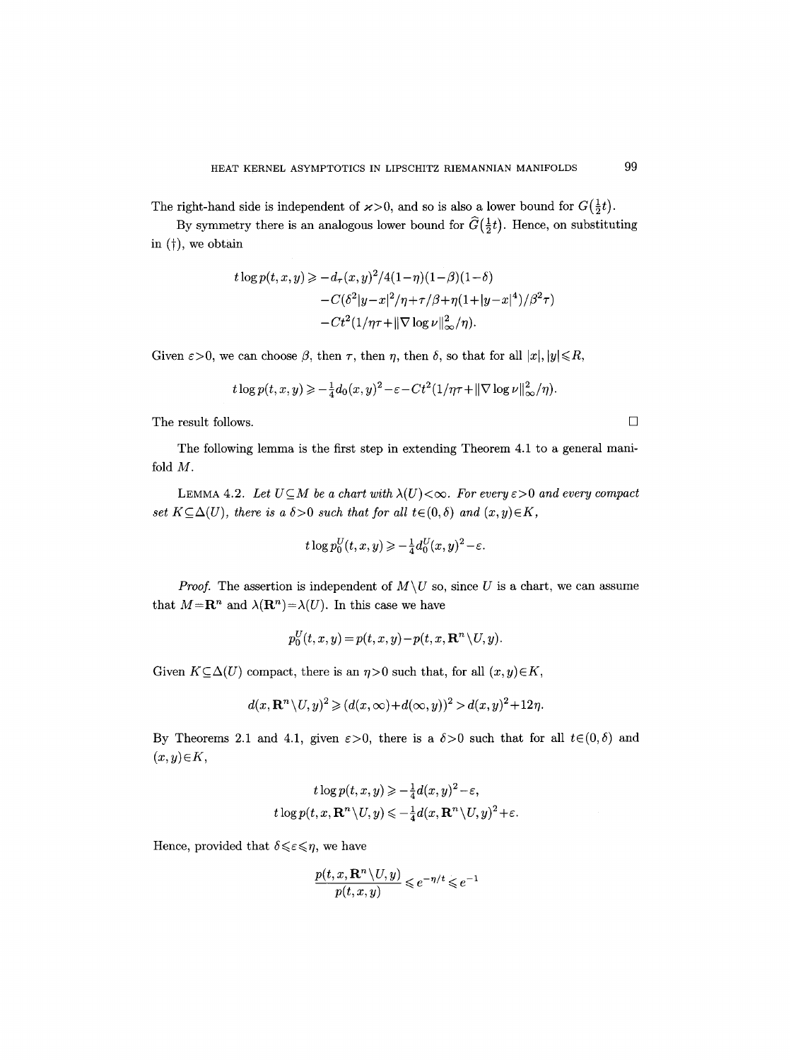The right-hand side is independent of $\varkappa>0$, and so is also a lower bound for $G(\frac{1}{2}t)$.

By symmetry there is an analogous lower bound for $\widehat{G}(\frac{1}{2}t)$. Hence, on substituting in (†), we obtain

$$
\begin{aligned}
t\log p(t,x,y) \geqslant & -d_\tau(x,y)^2/4(1-\eta)(1-\beta)(1-\delta) \\
& -C(\delta^2|y-x|^2/\eta+\tau/\beta+\eta(1+|y-x|^4)/\beta^2\tau) \\
& -Ct^2(1/\eta\tau+\|\nabla\log\nu\|_\infty^2/\eta).
\end{aligned}
$$

Given $\varepsilon>0$, we can choose $\beta$, then $\tau$, then $\eta$, then $\delta$, so that for all $|x|,|y|\leqslant R$,

$$
t\log p(t,x,y) \geqslant -\tfrac{1}{4}d_0(x,y)^2-\varepsilon-Ct^2(1/\eta\tau+\|\nabla\log\nu\|_\infty^2/\eta).
$$

The result follows. □

The following lemma is the first step in extending Theorem 4.1 to a general manifold $M$.

LEMMA 4.2. *Let $U\subseteq M$ be a chart with $\lambda(U)<\infty$. For every $\varepsilon>0$ and every compact set $K\subseteq\Delta(U)$, there is a $\delta>0$ such that for all $t\in(0,\delta)$ and $(x,y)\in K$,*

$$
t\log p_0^U(t,x,y) \geqslant -\tfrac{1}{4}d_0^U(x,y)^2-\varepsilon.
$$

*Proof.* The assertion is independent of $M\setminus U$ so, since $U$ is a chart, we can assume that $M=\mathbf{R}^n$ and $\lambda(\mathbf{R}^n)=\lambda(U)$. In this case we have

$$
p_0^U(t,x,y)=p(t,x,y)-p(t,x,\mathbf{R}^n\setminus U,y).
$$

Given $K\subseteq\Delta(U)$ compact, there is an $\eta>0$ such that, for all $(x,y)\in K$,

$$
d(x,\mathbf{R}^n\setminus U,y)^2 \geqslant (d(x,\infty)+d(\infty,y))^2 > d(x,y)^2+12\eta.
$$

By Theorems 2.1 and 4.1, given $\varepsilon>0$, there is a $\delta>0$ such that for all $t\in(0,\delta)$ and $(x,y)\in K$,

$$
\begin{aligned}
t\log p(t,x,y) &\geqslant -\tfrac{1}{4}d(x,y)^2-\varepsilon, \\
t\log p(t,x,\mathbf{R}^n\setminus U,y) &\leqslant -\tfrac{1}{4}d(x,\mathbf{R}^n\setminus U,y)^2+\varepsilon.
\end{aligned}
$$

Hence, provided that $\delta\leqslant\varepsilon\leqslant\eta$, we have

$$
\frac{p(t,x,\mathbf{R}^n\setminus U,y)}{p(t,x,y)} \leqslant e^{-\eta/t} \leqslant e^{-1}
$$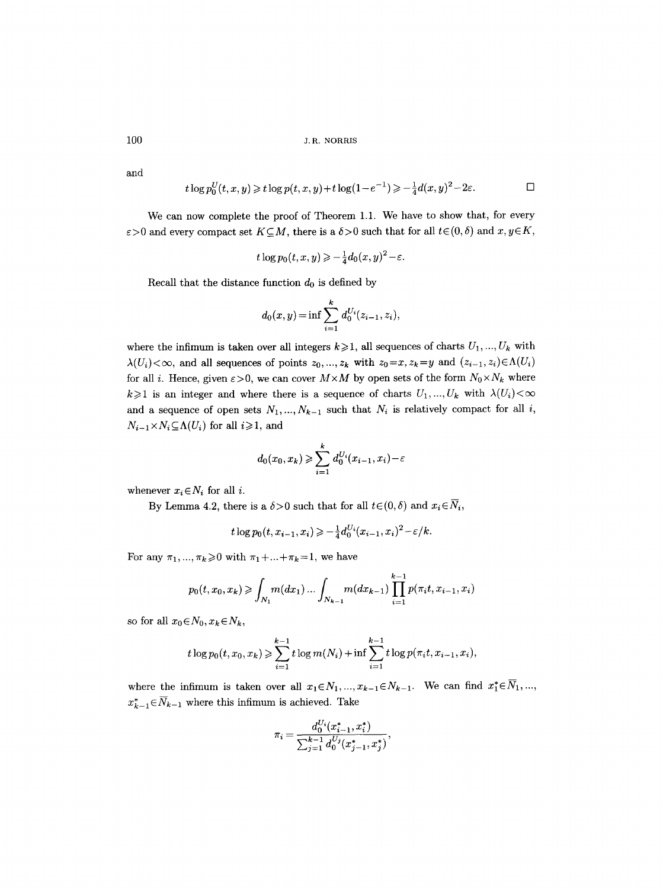and

$$t\log p_0^U(t,x,y) \geqslant t\log p(t,x,y)+t\log(1-e^{-1}) \geqslant -\tfrac{1}{4}d(x,y)^2-2\varepsilon. \qquad \square$$

We can now complete the proof of Theorem 1.1. We have to show that, for every $\varepsilon>0$ and every compact set $K\subseteq M$, there is a $\delta>0$ such that for all $t\in(0,\delta)$ and $x,y\in K$,

$$t\log p_0(t,x,y) \geqslant -\tfrac{1}{4}d_0(x,y)^2-\varepsilon.$$

Recall that the distance function $d_0$ is defined by

$$d_0(x,y)=\inf\sum_{i=1}^k d_0^{U_i}(z_{i-1},z_i),$$

where the infimum is taken over all integers $k\geqslant 1$, all sequences of charts $U_1,...,U_k$ with $\lambda(U_i)<\infty$, and all sequences of points $z_0,...,z_k$ with $z_0=x, z_k=y$ and $(z_{i-1},z_i)\in\Lambda(U_i)$ for all $i$. Hence, given $\varepsilon>0$, we can cover $M\times M$ by open sets of the form $N_0\times N_k$ where $k\geqslant 1$ is an integer and where there is a sequence of charts $U_1,...,U_k$ with $\lambda(U_i)<\infty$ and a sequence of open sets $N_1,...,N_{k-1}$ such that $N_i$ is relatively compact for all $i$, $N_{i-1}\times N_i\subseteq\Lambda(U_i)$ for all $i\geqslant 1$, and

$$d_0(x_0,x_k)\geqslant\sum_{i=1}^k d_0^{U_i}(x_{i-1},x_i)-\varepsilon$$

whenever $x_i\in N_i$ for all $i$.

By Lemma 4.2, there is a $\delta>0$ such that for all $t\in(0,\delta)$ and $x_i\in\overline{N}_i$,

$$t\log p_0(t,x_{i-1},x_i)\geqslant -\tfrac{1}{4}d_0^{U_i}(x_{i-1},x_i)^2-\varepsilon/k.$$

For any $\pi_1,...,\pi_k\geqslant 0$ with $\pi_1+...+\pi_k=1$, we have

$$p_0(t,x_0,x_k)\geqslant\int_{N_1}m(dx_1)\dots\int_{N_{k-1}}m(dx_{k-1})\prod_{i=1}^{k-1}p(\pi_i t,x_{i-1},x_i)$$

so for all $x_0\in N_0, x_k\in N_k$,

$$t\log p_0(t,x_0,x_k)\geqslant\sum_{i=1}^{k-1}t\log m(N_i)+\inf\sum_{i=1}^{k-1}t\log p(\pi_i t,x_{i-1},x_i),$$

where the infimum is taken over all $x_1\in N_1,...,x_{k-1}\in N_{k-1}$. We can find $x_1^*\in\overline{N}_1,...,x_{k-1}^*\in\overline{N}_{k-1}$ where this infimum is achieved. Take

$$\pi_i=\frac{d_0^{U_i}(x_{i-1}^*,x_i^*)}{\sum_{j=1}^{k-1}d_0^{U_j}(x_{j-1}^*,x_j^*)},$$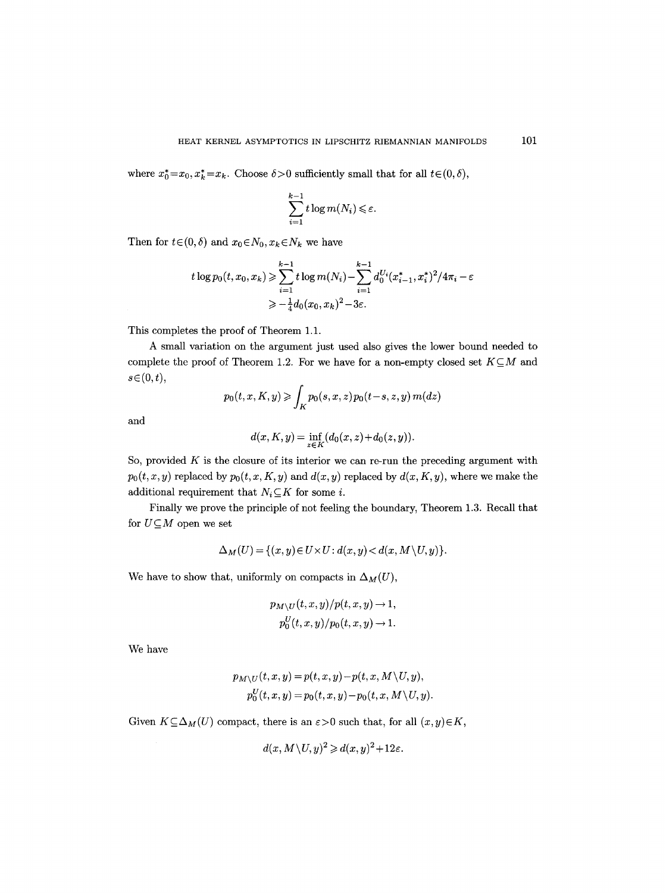where $x_0^*=x_0, x_k^*=x_k$. Choose $\delta>0$ sufficiently small that for all $t\in(0,\delta)$,

$$\sum_{i=1}^{k-1} t\log m(N_i)\leqslant \varepsilon.$$

Then for $t\in(0,\delta)$ and $x_0\in N_0, x_k\in N_k$ we have

$$\begin{aligned} t\log p_0(t,x_0,x_k) &\geqslant \sum_{i=1}^{k-1} t\log m(N_i) - \sum_{i=1}^{k-1} d_0^{U_i}(x_{i-1}^*, x_i^*)^2/4\pi_i - \varepsilon \\ &\geqslant -\tfrac{1}{4} d_0(x_0,x_k)^2 - 3\varepsilon. \end{aligned}$$

This completes the proof of Theorem 1.1.

A small variation on the argument just used also gives the lower bound needed to complete the proof of Theorem 1.2. For we have for a non-empty closed set $K\subseteq M$ and $s\in(0,t)$,

$$p_0(t,x,K,y)\geqslant \int_K p_0(s,x,z)\,p_0(t-s,z,y)\,m(dz)$$

and

$$d(x,K,y)=\inf_{z\in K}(d_0(x,z)+d_0(z,y)).$$

So, provided $K$ is the closure of its interior we can re-run the preceding argument with $p_0(t,x,y)$ replaced by $p_0(t,x,K,y)$ and $d(x,y)$ replaced by $d(x,K,y)$, where we make the additional requirement that $N_i\subseteq K$ for some $i$.

Finally we prove the principle of not feeling the boundary, Theorem 1.3. Recall that for $U\subseteq M$ open we set

$$\Delta_M(U)=\{(x,y)\in U\times U: d(x,y)<d(x,M\setminus U,y)\}.$$

We have to show that, uniformly on compacts in $\Delta_M(U)$,

$$\begin{aligned} p_{M\setminus U}(t,x,y)/p(t,x,y) &\to 1, \\ p_0^U(t,x,y)/p_0(t,x,y) &\to 1. \end{aligned}$$

We have

$$\begin{aligned} p_{M\setminus U}(t,x,y) &= p(t,x,y)-p(t,x,M\setminus U,y), \\ p_0^U(t,x,y) &= p_0(t,x,y)-p_0(t,x,M\setminus U,y). \end{aligned}$$

Given $K\subseteq\Delta_M(U)$ compact, there is an $\varepsilon>0$ such that, for all $(x,y)\in K$,

$$d(x,M\setminus U,y)^2\geqslant d(x,y)^2+12\varepsilon.$$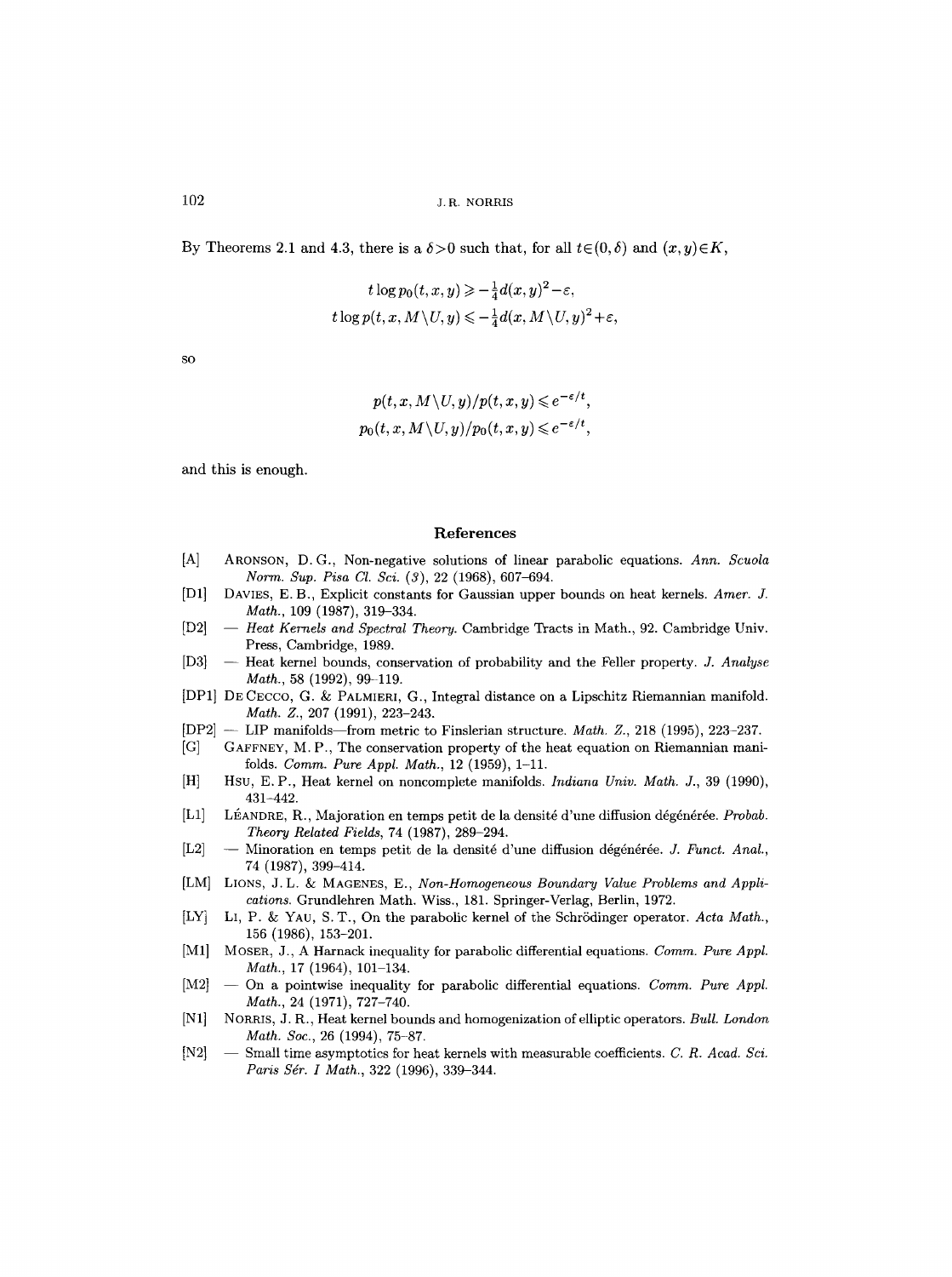By Theorems 2.1 and 4.3, there is a $\delta > 0$ such that, for all $t \in (0, \delta)$ and $(x, y) \in K$,

$$t \log p_0(t, x, y) \geqslant -\tfrac{1}{4} d(x, y)^2 - \varepsilon,$$
$$t \log p(t, x, M \setminus U, y) \leqslant -\tfrac{1}{4} d(x, M \setminus U, y)^2 + \varepsilon,$$

so

$$p(t, x, M \setminus U, y) / p(t, x, y) \leqslant e^{-\varepsilon/t},$$
$$p_0(t, x, M \setminus U, y) / p_0(t, x, y) \leqslant e^{-\varepsilon/t},$$

and this is enough.

## References

[A] Aronson, D. G., Non-negative solutions of linear parabolic equations. *Ann. Scuola Norm. Sup. Pisa Cl. Sci. (3)*, 22 (1968), 607–694.

[D1] Davies, E. B., Explicit constants for Gaussian upper bounds on heat kernels. *Amer. J. Math.*, 109 (1987), 319–334.

[D2] — *Heat Kernels and Spectral Theory.* Cambridge Tracts in Math., 92. Cambridge Univ. Press, Cambridge, 1989.

[D3] — Heat kernel bounds, conservation of probability and the Feller property. *J. Analyse Math.*, 58 (1992), 99–119.

[DP1] De Cecco, G. & Palmieri, G., Integral distance on a Lipschitz Riemannian manifold. *Math. Z.*, 207 (1991), 223–243.

[DP2] — LIP manifolds—from metric to Finslerian structure. *Math. Z.*, 218 (1995), 223–237.

[G] Gaffney, M. P., The conservation property of the heat equation on Riemannian manifolds. *Comm. Pure Appl. Math.*, 12 (1959), 1–11.

[H] Hsu, E. P., Heat kernel on noncomplete manifolds. *Indiana Univ. Math. J.*, 39 (1990), 431–442.

[L1] Léandre, R., Majoration en temps petit de la densité d'une diffusion dégénérée. *Probab. Theory Related Fields*, 74 (1987), 289–294.

[L2] — Minoration en temps petit de la densité d'une diffusion dégénérée. *J. Funct. Anal.*, 74 (1987), 399–414.

[LM] Lions, J. L. & Magenes, E., *Non-Homogeneous Boundary Value Problems and Applications.* Grundlehren Math. Wiss., 181. Springer-Verlag, Berlin, 1972.

[LY] Li, P. & Yau, S. T., On the parabolic kernel of the Schrödinger operator. *Acta Math.*, 156 (1986), 153–201.

[M1] Moser, J., A Harnack inequality for parabolic differential equations. *Comm. Pure Appl. Math.*, 17 (1964), 101–134.

[M2] — On a pointwise inequality for parabolic differential equations. *Comm. Pure Appl. Math.*, 24 (1971), 727–740.

[N1] Norris, J. R., Heat kernel bounds and homogenization of elliptic operators. *Bull. London Math. Soc.*, 26 (1994), 75–87.

[N2] — Small time asymptotics for heat kernels with measurable coefficients. *C. R. Acad. Sci. Paris Sér. I Math.*, 322 (1996), 339–344.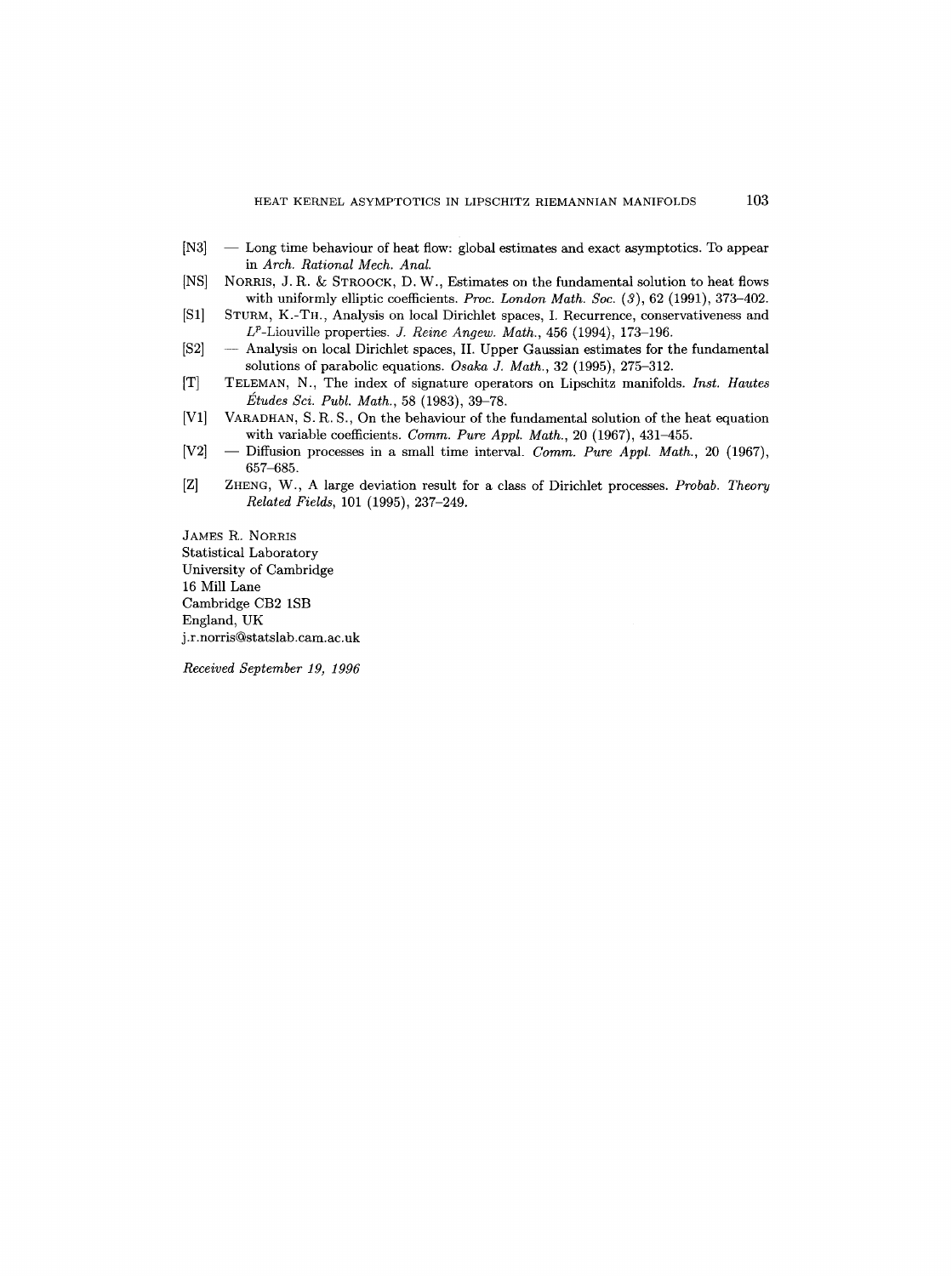[N3] — Long time behaviour of heat flow: global estimates and exact asymptotics. To appear in *Arch. Rational Mech. Anal.*

[NS] NORRIS, J. R. & STROOCK, D. W., Estimates on the fundamental solution to heat flows with uniformly elliptic coefficients. *Proc. London Math. Soc. (3)*, 62 (1991), 373–402.

[S1] STURM, K.-TH., Analysis on local Dirichlet spaces, I. Recurrence, conservativeness and $L^p$-Liouville properties. *J. Reine Angew. Math.*, 456 (1994), 173–196.

[S2] — Analysis on local Dirichlet spaces, II. Upper Gaussian estimates for the fundamental solutions of parabolic equations. *Osaka J. Math.*, 32 (1995), 275–312.

[T] TELEMAN, N., The index of signature operators on Lipschitz manifolds. *Inst. Hautes Études Sci. Publ. Math.*, 58 (1983), 39–78.

[V1] VARADHAN, S. R. S., On the behaviour of the fundamental solution of the heat equation with variable coefficients. *Comm. Pure Appl. Math.*, 20 (1967), 431–455.

[V2] — Diffusion processes in a small time interval. *Comm. Pure Appl. Math.*, 20 (1967), 657–685.

[Z] ZHENG, W., A large deviation result for a class of Dirichlet processes. *Probab. Theory Related Fields*, 101 (1995), 237–249.

JAMES R. NORRIS
Statistical Laboratory
University of Cambridge
16 Mill Lane
Cambridge CB2 1SB
England, UK
j.r.norris@statslab.cam.ac.uk

*Received September 19, 1996*